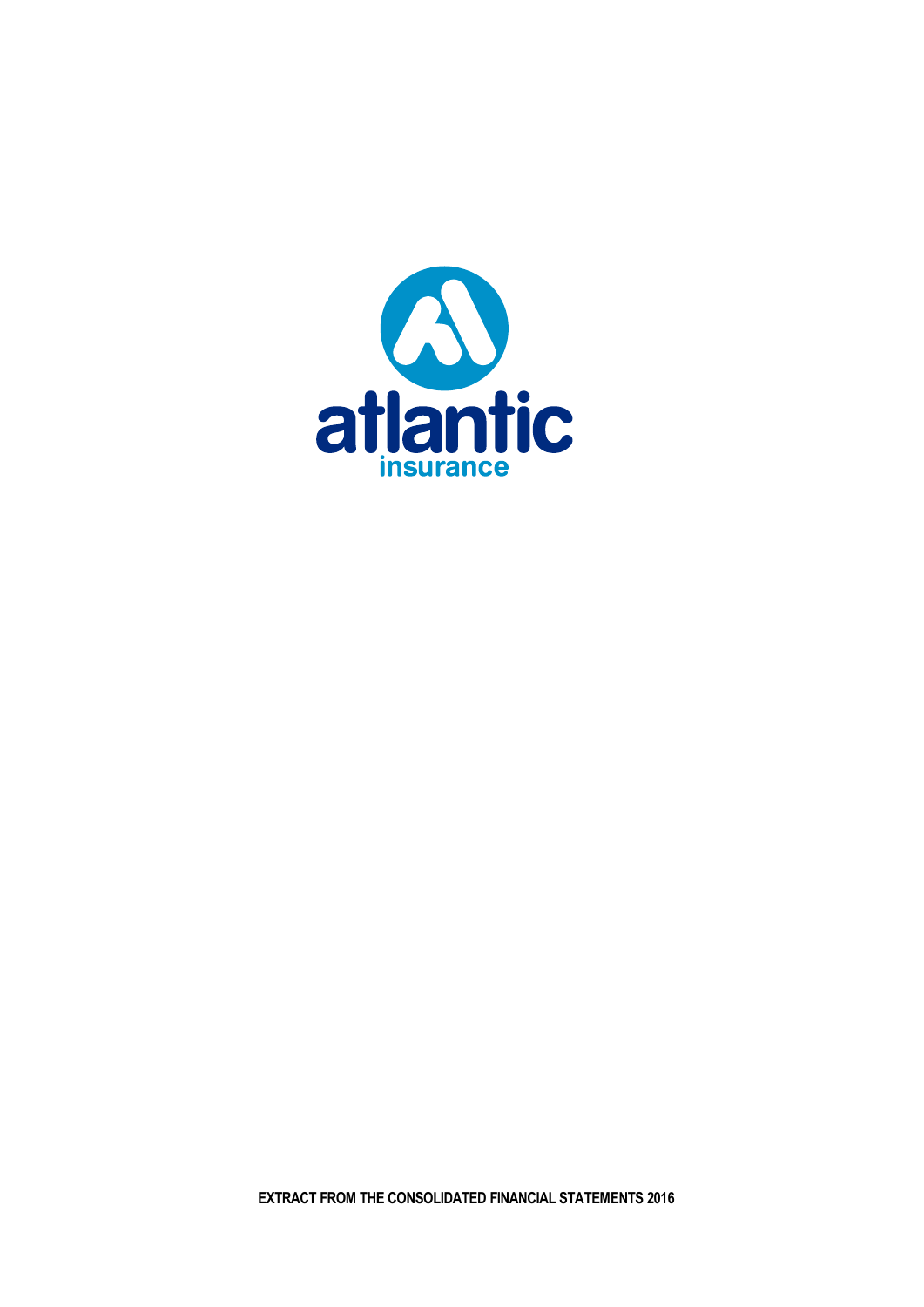atlantic

insurance

**EXTRACT FROM THE CONSOLIDATED FINANCIAL STATEMENTS 2016**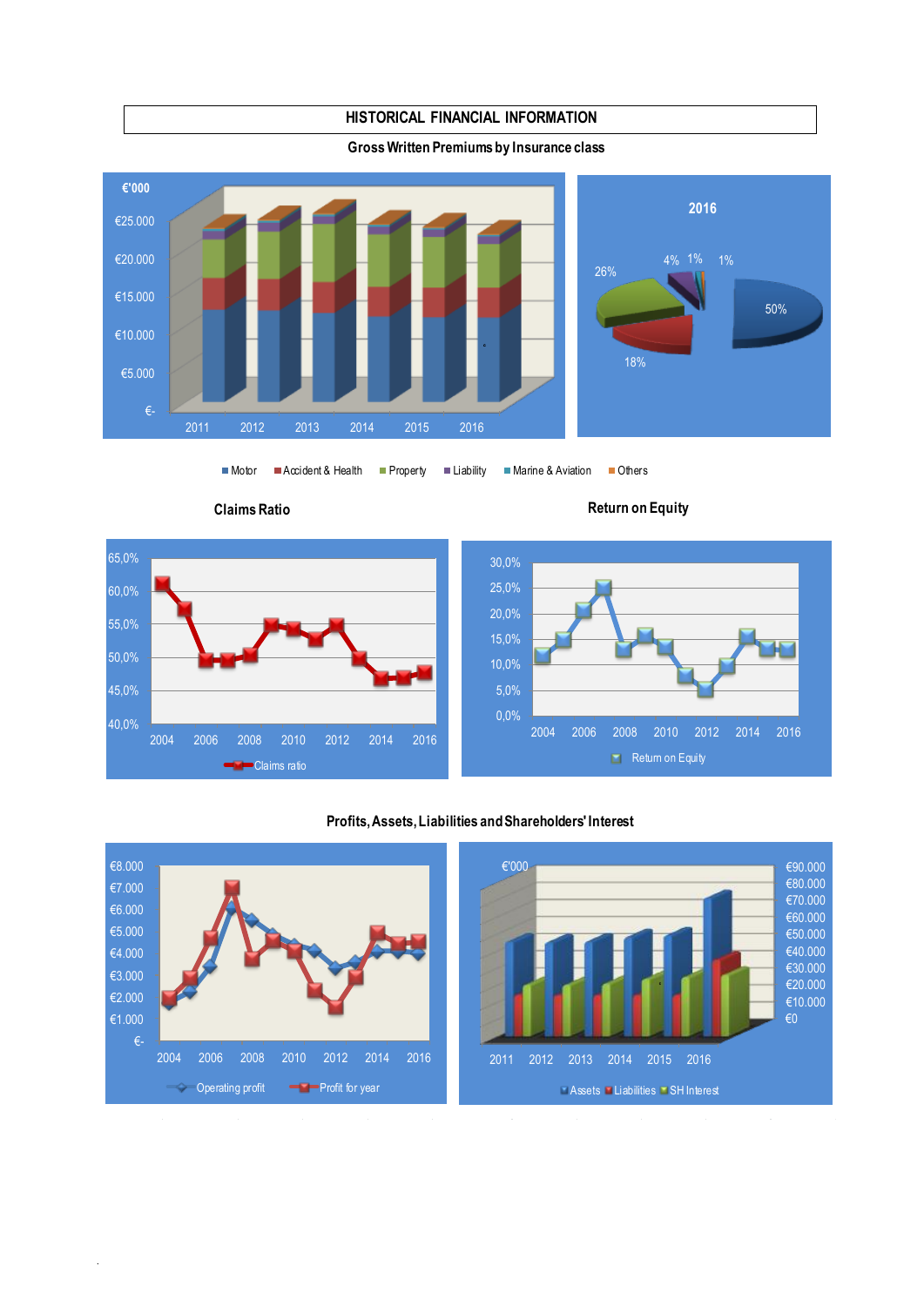# HISTORICAL FINANCIAL INFORMATION

## Gross Written Premiums by Insurance class

€'000

€25.000
€20.000
€15.000
€10.000
€5.000
€-

2011 2012 2013 2014 2015 2016

**2016**

26% 4% 1% 1% 50% 18%

■ Motor ■ Accident & Health ■ Property ■ Liability ■ Marine & Aviation ■ Others

## Claims Ratio

65,0% 60,0% 55,0% 50,0% 45,0% 40,0%

2004 2006 2008 2010 2012 2014 2016

Claims ratio

## Return on Equity

30,0% 25,0% 20,0% 15,0% 10,0% 5,0% 0,0%

2004 2006 2008 2010 2012 2014 2016

Return on Equity

## Profits, Assets, Liabilities and Shareholders' Interest

€8.000 €7.000 €6.000 €5.000 €4.000 €3.000 €2.000 €1.000 €-

2004 2006 2008 2010 2012 2014 2016

Operating profit  Profit for year

€'000

€90.000 €80.000 €70.000 €60.000 €50.000 €40.000 €30.000 €20.000 €10.000 €0

2011 2012 2013 2014 2015 2016

Assets Liabilities SH Interest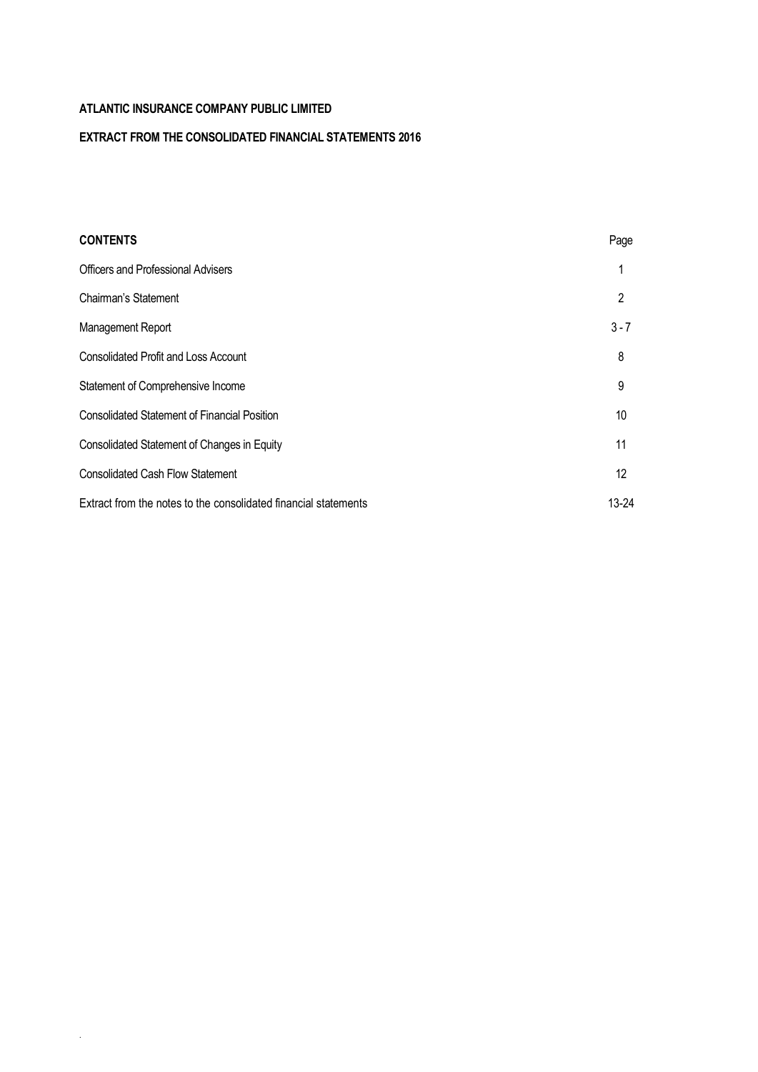**ATLANTIC INSURANCE COMPANY PUBLIC LIMITED**

**EXTRACT FROM THE CONSOLIDATED FINANCIAL STATEMENTS 2016**

| **CONTENTS** | Page |
|---|---|
| Officers and Professional Advisers | 1 |
| Chairman's Statement | 2 |
| Management Report | 3 - 7 |
| Consolidated Profit and Loss Account | 8 |
| Statement of Comprehensive Income | 9 |
| Consolidated Statement of Financial Position | 10 |
| Consolidated Statement of Changes in Equity | 11 |
| Consolidated Cash Flow Statement | 12 |
| Extract from the notes to the consolidated financial statements | 13-24 |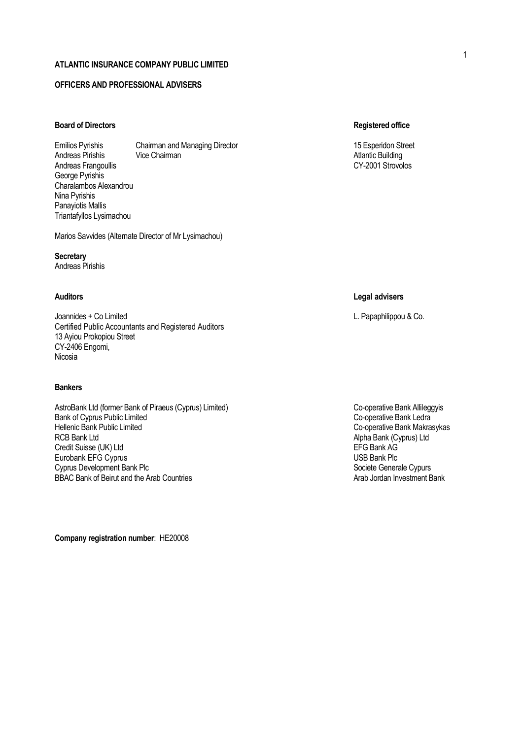# ATLANTIC INSURANCE COMPANY PUBLIC LIMITED

## OFFICERS AND PROFESSIONAL ADVISERS

### Board of Directors

| | |
|---|---|
| Emilios Pyrishis | Chairman and Managing Director |
| Andreas Pirishis | Vice Chairman |
| Andreas Frangoullis | |
| George Pyrishis | |
| Charalambos Alexandrou | |
| Nina Pyrishis | |
| Panayiotis Mallis | |
| Triantafyllos Lysimachou | |

Marios Savvides (Alternate Director of Mr Lysimachou)

### Registered office

15 Esperidon Street
Atlantic Building
CY-2001 Strovolos

**Secretary**
Andreas Pirishis

### Auditors

Joannides + Co Limited
Certified Public Accountants and Registered Auditors
13 Ayiou Prokopiou Street
CY-2406 Engomi,
Nicosia

### Legal advisers

L. Papaphilippou & Co.

### Bankers

AstroBank Ltd (former Bank of Piraeus (Cyprus) Limited)
Bank of Cyprus Public Limited
Hellenic Bank Public Limited
RCB Bank Ltd
Credit Suisse (UK) Ltd
Eurobank EFG Cyprus
Cyprus Development Bank Plc
BBAC Bank of Beirut and the Arab Countries
Co-operative Bank Allileggyis
Co-operative Bank Ledra
Co-operative Bank Makrasykas
Alpha Bank (Cyprus) Ltd
EFG Bank AG
USB Bank Plc
Societe Generale Cypurs
Arab Jordan Investment Bank

**Company registration number**: HE20008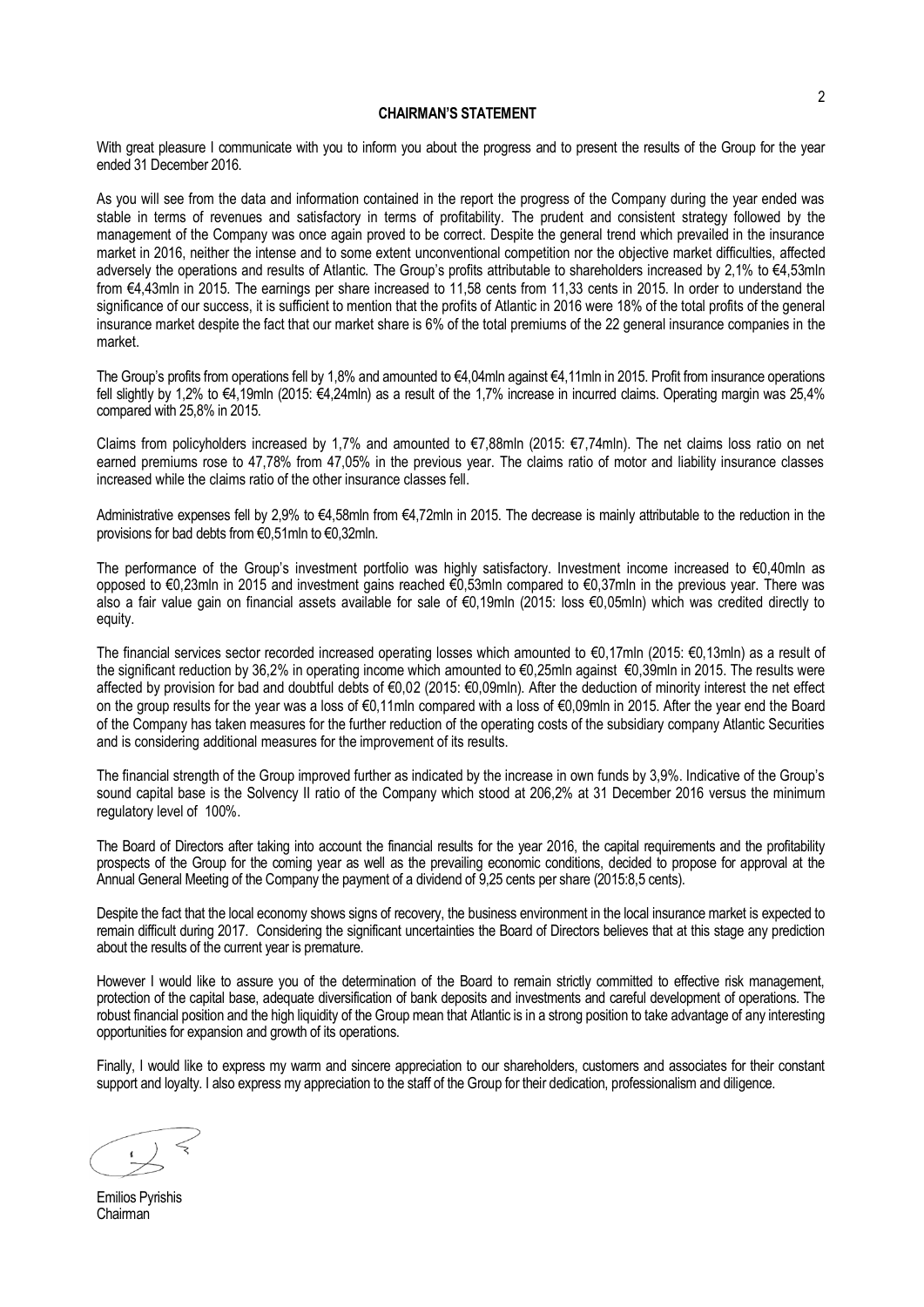# CHAIRMAN'S STATEMENT

With great pleasure I communicate with you to inform you about the progress and to present the results of the Group for the year ended 31 December 2016.

As you will see from the data and information contained in the report the progress of the Company during the year ended was stable in terms of revenues and satisfactory in terms of profitability. The prudent and consistent strategy followed by the management of the Company was once again proved to be correct. Despite the general trend which prevailed in the insurance market in 2016, neither the intense and to some extent unconventional competition nor the objective market difficulties, affected adversely the operations and results of Atlantic. The Group's profits attributable to shareholders increased by 2,1% to €4,53mln from €4,43mln in 2015. The earnings per share increased to 11,58 cents from 11,33 cents in 2015. In order to understand the significance of our success, it is sufficient to mention that the profits of Atlantic in 2016 were 18% of the total profits of the general insurance market despite the fact that our market share is 6% of the total premiums of the 22 general insurance companies in the market.

The Group's profits from operations fell by 1,8% and amounted to €4,04mln against €4,11mln in 2015. Profit from insurance operations fell slightly by 1,2% to €4,19mln (2015: €4,24mln) as a result of the 1,7% increase in incurred claims. Operating margin was 25,4% compared with 25,8% in 2015.

Claims from policyholders increased by 1,7% and amounted to €7,88mln (2015: €7,74mln). The net claims loss ratio on net earned premiums rose to 47,78% from 47,05% in the previous year. The claims ratio of motor and liability insurance classes increased while the claims ratio of the other insurance classes fell.

Administrative expenses fell by 2,9% to €4,58mln from €4,72mln in 2015. The decrease is mainly attributable to the reduction in the provisions for bad debts from €0,51mln to €0,32mln.

The performance of the Group's investment portfolio was highly satisfactory. Investment income increased to €0,40mln as opposed to €0,23mln in 2015 and investment gains reached €0,53mln compared to €0,37mln in the previous year. There was also a fair value gain on financial assets available for sale of €0,19mln (2015: loss €0,05mln) which was credited directly to equity.

The financial services sector recorded increased operating losses which amounted to €0,17mln (2015: €0,13mln) as a result of the significant reduction by 36,2% in operating income which amounted to €0,25mln against €0,39mln in 2015. The results were affected by provision for bad and doubtful debts of €0,02 (2015: €0,09mln). After the deduction of minority interest the net effect on the group results for the year was a loss of €0,11mln compared with a loss of €0,09mln in 2015. After the year end the Board of the Company has taken measures for the further reduction of the operating costs of the subsidiary company Atlantic Securities and is considering additional measures for the improvement of its results.

The financial strength of the Group improved further as indicated by the increase in own funds by 3,9%. Indicative of the Group's sound capital base is the Solvency II ratio of the Company which stood at 206,2% at 31 December 2016 versus the minimum regulatory level of 100%.

The Board of Directors after taking into account the financial results for the year 2016, the capital requirements and the profitability prospects of the Group for the coming year as well as the prevailing economic conditions, decided to propose for approval at the Annual General Meeting of the Company the payment of a dividend of 9,25 cents per share (2015:8,5 cents).

Despite the fact that the local economy shows signs of recovery, the business environment in the local insurance market is expected to remain difficult during 2017. Considering the significant uncertainties the Board of Directors believes that at this stage any prediction about the results of the current year is premature.

However I would like to assure you of the determination of the Board to remain strictly committed to effective risk management, protection of the capital base, adequate diversification of bank deposits and investments and careful development of operations. The robust financial position and the high liquidity of the Group mean that Atlantic is in a strong position to take advantage of any interesting opportunities for expansion and growth of its operations.

Finally, I would like to express my warm and sincere appreciation to our shareholders, customers and associates for their constant support and loyalty. I also express my appreciation to the staff of the Group for their dedication, professionalism and diligence.

Emilios Pyrishis
Chairman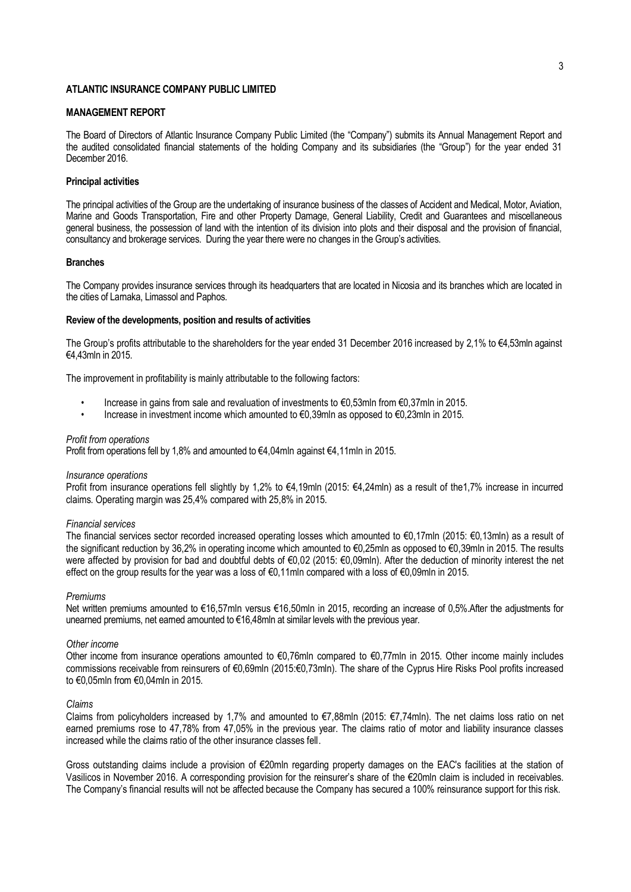**ATLANTIC INSURANCE COMPANY PUBLIC LIMITED**

**MANAGEMENT REPORT**

The Board of Directors of Atlantic Insurance Company Public Limited (the "Company") submits its Annual Management Report and the audited consolidated financial statements of the holding Company and its subsidiaries (the "Group") for the year ended 31 December 2016.

**Principal activities**

The principal activities of the Group are the undertaking of insurance business of the classes of Accident and Medical, Motor, Aviation, Marine and Goods Transportation, Fire and other Property Damage, General Liability, Credit and Guarantees and miscellaneous general business, the possession of land with the intention of its division into plots and their disposal and the provision of financial, consultancy and brokerage services. During the year there were no changes in the Group's activities.

**Branches**

The Company provides insurance services through its headquarters that are located in Nicosia and its branches which are located in the cities of Larnaka, Limassol and Paphos.

**Review of the developments, position and results of activities**

The Group's profits attributable to the shareholders for the year ended 31 December 2016 increased by 2,1% to €4,53mln against €4,43mln in 2015.

The improvement in profitability is mainly attributable to the following factors:

- Increase in gains from sale and revaluation of investments to €0,53mln from €0,37mln in 2015.
- Increase in investment income which amounted to €0,39mln as opposed to €0,23mln in 2015.

*Profit from operations*
Profit from operations fell by 1,8% and amounted to €4,04mln against €4,11mln in 2015.

*Insurance operations*
Profit from insurance operations fell slightly by 1,2% to €4,19mln (2015: €4,24mln) as a result of the1,7% increase in incurred claims. Operating margin was 25,4% compared with 25,8% in 2015.

*Financial services*
The financial services sector recorded increased operating losses which amounted to €0,17mln (2015: €0,13mln) as a result of the significant reduction by 36,2% in operating income which amounted to €0,25mln as opposed to €0,39mln in 2015. The results were affected by provision for bad and doubtful debts of €0,02 (2015: €0,09mln). After the deduction of minority interest the net effect on the group results for the year was a loss of €0,11mln compared with a loss of €0,09mln in 2015.

*Premiums*
Net written premiums amounted to €16,57mln versus €16,50mln in 2015, recording an increase of 0,5%.After the adjustments for unearned premiums, net earned amounted to €16,48mln at similar levels with the previous year.

*Other income*
Other income from insurance operations amounted to €0,76mln compared to €0,77mln in 2015. Other income mainly includes commissions receivable from reinsurers of €0,69mln (2015:€0,73mln). The share of the Cyprus Hire Risks Pool profits increased to €0,05mln from €0,04mln in 2015.

*Claims*
Claims from policyholders increased by 1,7% and amounted to €7,88mln (2015: €7,74mln). The net claims loss ratio on net earned premiums rose to 47,78% from 47,05% in the previous year. The claims ratio of motor and liability insurance classes increased while the claims ratio of the other insurance classes fell.

Gross outstanding claims include a provision of €20mln regarding property damages on the EAC's facilities at the station of Vasilicos in November 2016. A corresponding provision for the reinsurer's share of the €20mln claim is included in receivables. The Company's financial results will not be affected because the Company has secured a 100% reinsurance support for this risk.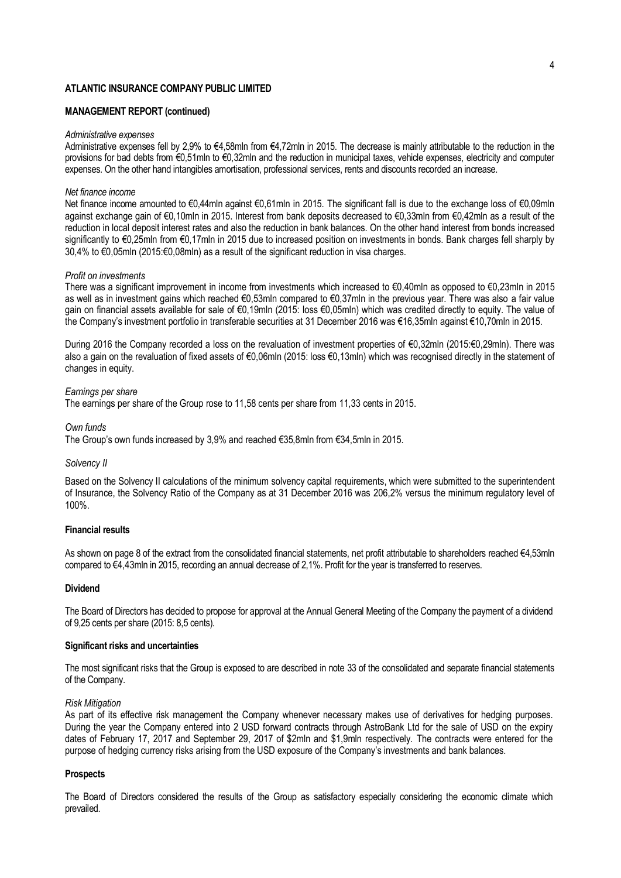**ATLANTIC INSURANCE COMPANY PUBLIC LIMITED**

**MANAGEMENT REPORT (continued)**

*Administrative expenses*

Administrative expenses fell by 2,9% to €4,58mln from €4,72mln in 2015. The decrease is mainly attributable to the reduction in the provisions for bad debts from €0,51mln to €0,32mln and the reduction in municipal taxes, vehicle expenses, electricity and computer expenses. On the other hand intangibles amortisation, professional services, rents and discounts recorded an increase.

*Net finance income*

Net finance income amounted to €0,44mln against €0,61mln in 2015. The significant fall is due to the exchange loss of €0,09mln against exchange gain of €0,10mln in 2015. Interest from bank deposits decreased to €0,33mln from €0,42mln as a result of the reduction in local deposit interest rates and also the reduction in bank balances. On the other hand interest from bonds increased significantly to €0,25mln from €0,17mln in 2015 due to increased position on investments in bonds. Bank charges fell sharply by 30,4% to €0,05mln (2015:€0,08mln) as a result of the significant reduction in visa charges.

*Profit on investments*

There was a significant improvement in income from investments which increased to €0,40mln as opposed to €0,23mln in 2015 as well as in investment gains which reached €0,53mln compared to €0,37mln in the previous year. There was also a fair value gain on financial assets available for sale of €0,19mln (2015: loss €0,05mln) which was credited directly to equity. The value of the Company's investment portfolio in transferable securities at 31 December 2016 was €16,35mln against €10,70mln in 2015.

During 2016 the Company recorded a loss on the revaluation of investment properties of €0,32mln (2015:€0,29mln). There was also a gain on the revaluation of fixed assets of €0,06mln (2015: loss €0,13mln) which was recognised directly in the statement of changes in equity.

*Earnings per share*

The earnings per share of the Group rose to 11,58 cents per share from 11,33 cents in 2015.

*Own funds*

The Group's own funds increased by 3,9% and reached €35,8mln from €34,5mln in 2015.

*Solvency II*

Based on the Solvency II calculations of the minimum solvency capital requirements, which were submitted to the superintendent of Insurance, the Solvency Ratio of the Company as at 31 December 2016 was 206,2% versus the minimum regulatory level of 100%.

**Financial results**

As shown on page 8 of the extract from the consolidated financial statements, net profit attributable to shareholders reached €4,53mln compared to €4,43mln in 2015, recording an annual decrease of 2,1%. Profit for the year is transferred to reserves.

**Dividend**

The Board of Directors has decided to propose for approval at the Annual General Meeting of the Company the payment of a dividend of 9,25 cents per share (2015: 8,5 cents).

**Significant risks and uncertainties**

The most significant risks that the Group is exposed to are described in note 33 of the consolidated and separate financial statements of the Company.

*Risk Mitigation*

As part of its effective risk management the Company whenever necessary makes use of derivatives for hedging purposes. During the year the Company entered into 2 USD forward contracts through AstroBank Ltd for the sale of USD on the expiry dates of February 17, 2017 and September 29, 2017 of $2mln and $1,9mln respectively. The contracts were entered for the purpose of hedging currency risks arising from the USD exposure of the Company's investments and bank balances.

**Prospects**

The Board of Directors considered the results of the Group as satisfactory especially considering the economic climate which prevailed.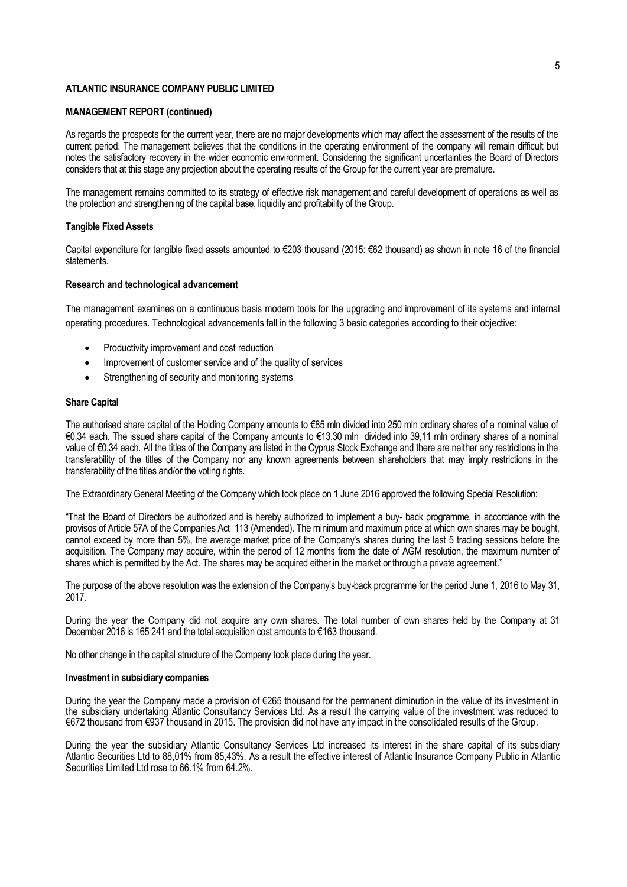**ATLANTIC INSURANCE COMPANY PUBLIC LIMITED**

**MANAGEMENT REPORT (continued)**

As regards the prospects for the current year, there are no major developments which may affect the assessment of the results of the current period. The management believes that the conditions in the operating environment of the company will remain difficult but notes the satisfactory recovery in the wider economic environment. Considering the significant uncertainties the Board of Directors considers that at this stage any projection about the operating results of the Group for the current year are premature.

The management remains committed to its strategy of effective risk management and careful development of operations as well as the protection and strengthening of the capital base, liquidity and profitability of the Group.

**Tangible Fixed Assets**

Capital expenditure for tangible fixed assets amounted to €203 thousand (2015: €62 thousand) as shown in note 16 of the financial statements.

**Research and technological advancement**

The management examines on a continuous basis modern tools for the upgrading and improvement of its systems and internal operating procedures. Technological advancements fall in the following 3 basic categories according to their objective:

- Productivity improvement and cost reduction
- Improvement of customer service and of the quality of services
- Strengthening of security and monitoring systems

**Share Capital**

The authorised share capital of the Holding Company amounts to €85 mln divided into 250 mln ordinary shares of a nominal value of €0,34 each. The issued share capital of the Company amounts to €13,30 mln divided into 39,11 mln ordinary shares of a nominal value of €0,34 each. All the titles of the Company are listed in the Cyprus Stock Exchange and there are neither any restrictions in the transferability of the titles of the Company nor any known agreements between shareholders that may imply restrictions in the transferability of the titles and/or the voting rights.

The Extraordinary General Meeting of the Company which took place on 1 June 2016 approved the following Special Resolution:

"That the Board of Directors be authorized and is hereby authorized to implement a buy- back programme, in accordance with the provisos of Article 57A of the Companies Act 113 (Amended). The minimum and maximum price at which own shares may be bought, cannot exceed by more than 5%, the average market price of the Company's shares during the last 5 trading sessions before the acquisition. The Company may acquire, within the period of 12 months from the date of AGM resolution, the maximum number of shares which is permitted by the Act. The shares may be acquired either in the market or through a private agreement."

The purpose of the above resolution was the extension of the Company's buy-back programme for the period June 1, 2016 to May 31, 2017.

During the year the Company did not acquire any own shares. The total number of own shares held by the Company at 31 December 2016 is 165 241 and the total acquisition cost amounts to €163 thousand.

No other change in the capital structure of the Company took place during the year.

**Investment in subsidiary companies**

During the year the Company made a provision of €265 thousand for the permanent diminution in the value of its investment in the subsidiary undertaking Atlantic Consultancy Services Ltd. As a result the carrying value of the investment was reduced to €672 thousand from €937 thousand in 2015. The provision did not have any impact in the consolidated results of the Group.

During the year the subsidiary Atlantic Consultancy Services Ltd increased its interest in the share capital of its subsidiary Atlantic Securities Ltd to 88,01% from 85,43%. As a result the effective interest of Atlantic Insurance Company Public in Atlantic Securities Limited Ltd rose to 66.1% from 64.2%.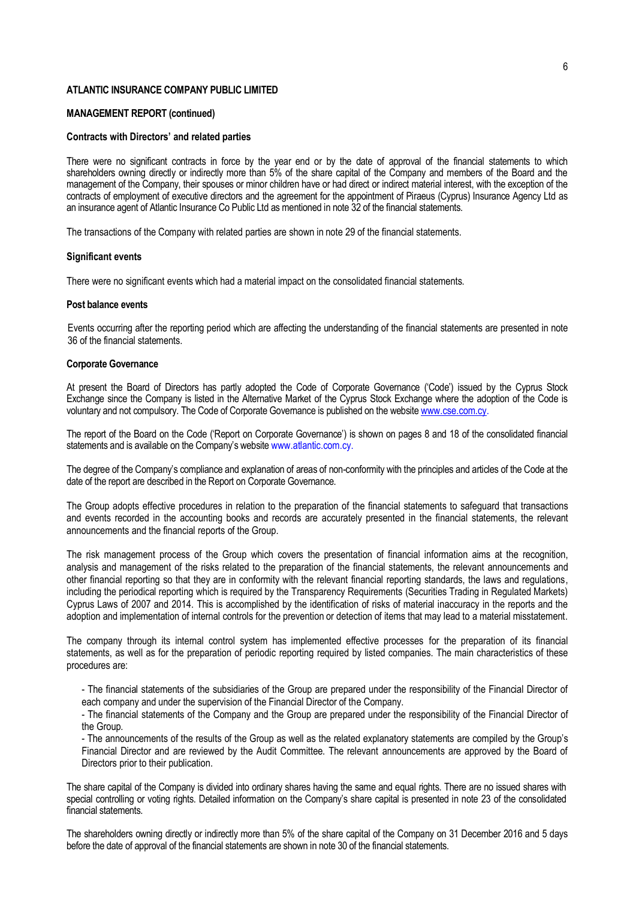**ATLANTIC INSURANCE COMPANY PUBLIC LIMITED**

**MANAGEMENT REPORT (continued)**

**Contracts with Directors' and related parties**

There were no significant contracts in force by the year end or by the date of approval of the financial statements to which shareholders owning directly or indirectly more than 5% of the share capital of the Company and members of the Board and the management of the Company, their spouses or minor children have or had direct or indirect material interest, with the exception of the contracts of employment of executive directors and the agreement for the appointment of Piraeus (Cyprus) Insurance Agency Ltd as an insurance agent of Atlantic Insurance Co Public Ltd as mentioned in note 32 of the financial statements.

The transactions of the Company with related parties are shown in note 29 of the financial statements.

**Significant events**

There were no significant events which had a material impact on the consolidated financial statements.

**Post balance events**

Events occurring after the reporting period which are affecting the understanding of the financial statements are presented in note 36 of the financial statements.

**Corporate Governance**

At present the Board of Directors has partly adopted the Code of Corporate Governance ('Code') issued by the Cyprus Stock Exchange since the Company is listed in the Alternative Market of the Cyprus Stock Exchange where the adoption of the Code is voluntary and not compulsory. The Code of Corporate Governance is published on the website www.cse.com.cy.

The report of the Board on the Code ('Report on Corporate Governance') is shown on pages 8 and 18 of the consolidated financial statements and is available on the Company's website www.atlantic.com.cy.

The degree of the Company's compliance and explanation of areas of non-conformity with the principles and articles of the Code at the date of the report are described in the Report on Corporate Governance.

The Group adopts effective procedures in relation to the preparation of the financial statements to safeguard that transactions and events recorded in the accounting books and records are accurately presented in the financial statements, the relevant announcements and the financial reports of the Group.

The risk management process of the Group which covers the presentation of financial information aims at the recognition, analysis and management of the risks related to the preparation of the financial statements, the relevant announcements and other financial reporting so that they are in conformity with the relevant financial reporting standards, the laws and regulations, including the periodical reporting which is required by the Transparency Requirements (Securities Trading in Regulated Markets) Cyprus Laws of 2007 and 2014. This is accomplished by the identification of risks of material inaccuracy in the reports and the adoption and implementation of internal controls for the prevention or detection of items that may lead to a material misstatement.

The company through its internal control system has implemented effective processes for the preparation of its financial statements, as well as for the preparation of periodic reporting required by listed companies. The main characteristics of these procedures are:

- The financial statements of the subsidiaries of the Group are prepared under the responsibility of the Financial Director of each company and under the supervision of the Financial Director of the Company.
- The financial statements of the Company and the Group are prepared under the responsibility of the Financial Director of the Group.
- The announcements of the results of the Group as well as the related explanatory statements are compiled by the Group's Financial Director and are reviewed by the Audit Committee. The relevant announcements are approved by the Board of Directors prior to their publication.

The share capital of the Company is divided into ordinary shares having the same and equal rights. There are no issued shares with special controlling or voting rights. Detailed information on the Company's share capital is presented in note 23 of the consolidated financial statements.

The shareholders owning directly or indirectly more than 5% of the share capital of the Company on 31 December 2016 and 5 days before the date of approval of the financial statements are shown in note 30 of the financial statements.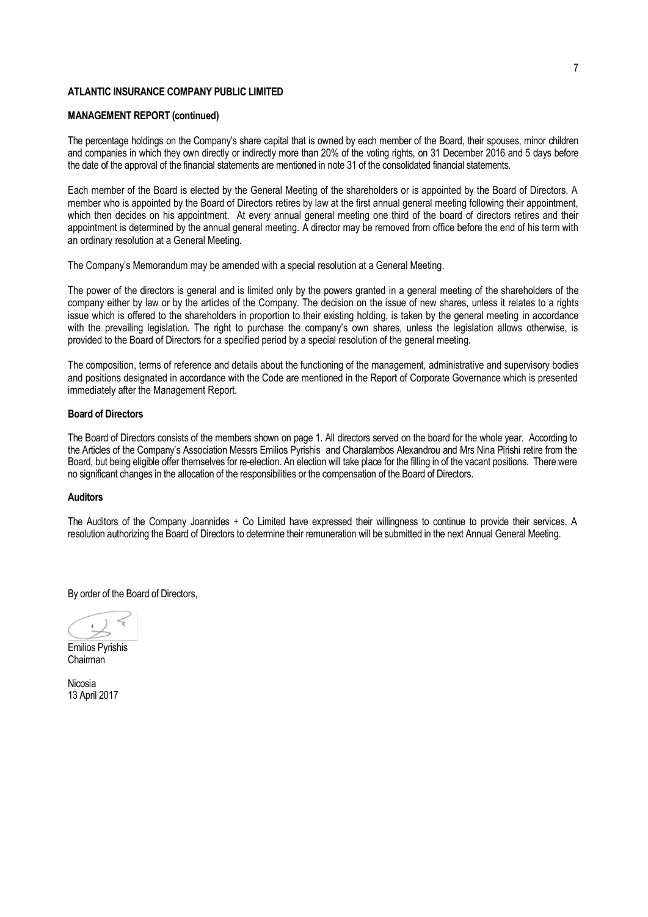**ATLANTIC INSURANCE COMPANY PUBLIC LIMITED**

**MANAGEMENT REPORT (continued)**

The percentage holdings on the Company's share capital that is owned by each member of the Board, their spouses, minor children and companies in which they own directly or indirectly more than 20% of the voting rights, on 31 December 2016 and 5 days before the date of the approval of the financial statements are mentioned in note 31 of the consolidated financial statements.

Each member of the Board is elected by the General Meeting of the shareholders or is appointed by the Board of Directors. A member who is appointed by the Board of Directors retires by law at the first annual general meeting following their appointment, which then decides on his appointment. At every annual general meeting one third of the board of directors retires and their appointment is determined by the annual general meeting. A director may be removed from office before the end of his term with an ordinary resolution at a General Meeting.

The Company's Memorandum may be amended with a special resolution at a General Meeting.

The power of the directors is general and is limited only by the powers granted in a general meeting of the shareholders of the company either by law or by the articles of the Company. The decision on the issue of new shares, unless it relates to a rights issue which is offered to the shareholders in proportion to their existing holding, is taken by the general meeting in accordance with the prevailing legislation. The right to purchase the company's own shares, unless the legislation allows otherwise, is provided to the Board of Directors for a specified period by a special resolution of the general meeting.

The composition, terms of reference and details about the functioning of the management, administrative and supervisory bodies and positions designated in accordance with the Code are mentioned in the Report of Corporate Governance which is presented immediately after the Management Report.

**Board of Directors**

The Board of Directors consists of the members shown on page 1. All directors served on the board for the whole year. According to the Articles of the Company's Association Messrs Emilios Pyrishis and Charalambos Alexandrou and Mrs Nina Pirishi retire from the Board, but being eligible offer themselves for re-election. An election will take place for the filling in of the vacant positions. There were no significant changes in the allocation of the responsibilities or the compensation of the Board of Directors.

**Auditors**

The Auditors of the Company Joannides + Co Limited have expressed their willingness to continue to provide their services. A resolution authorizing the Board of Directors to determine their remuneration will be submitted in the next Annual General Meeting.

By order of the Board of Directors,

Emilios Pyrishis
Chairman

Nicosia
13 April 2017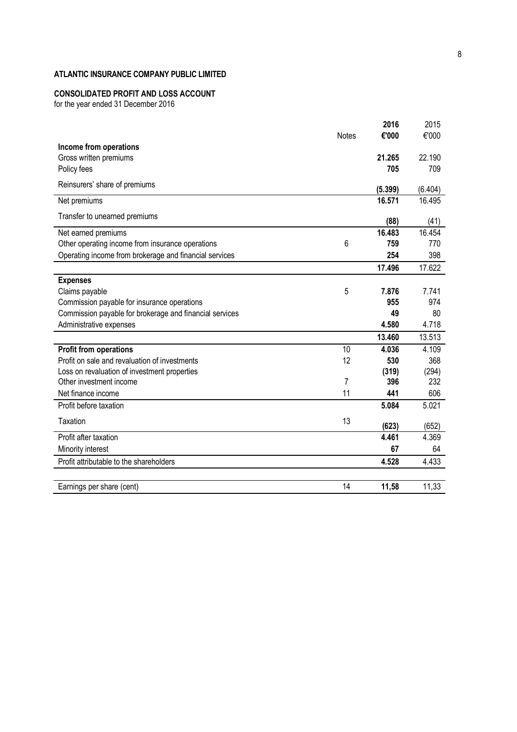**ATLANTIC INSURANCE COMPANY PUBLIC LIMITED**

**CONSOLIDATED PROFIT AND LOSS ACCOUNT**
for the year ended 31 December 2016

| | Notes | **2016** | 2015 |
|---|---|---|---|
| | | **€'000** | €'000 |
| **Income from operations** | | | |
| Gross written premiums | | **21.265** | 22.190 |
| Policy fees | | **705** | 709 |
| Reinsurers' share of premiums | | **(5.399)** | (6.404) |
| Net premiums | | **16.571** | 16.495 |
| Transfer to unearned premiums | | **(88)** | (41) |
| Net earned premiums | | **16.483** | 16.454 |
| Other operating income from insurance operations | 6 | **759** | 770 |
| Operating income from brokerage and financial services | | **254** | 398 |
| | | **17.496** | 17.622 |
| **Expenses** | | | |
| Claims payable | 5 | **7.876** | 7.741 |
| Commission payable for insurance operations | | **955** | 974 |
| Commission payable for brokerage and financial services | | **49** | 80 |
| Administrative expenses | | **4.580** | 4.718 |
| | | **13.460** | 13.513 |
| **Profit from operations** | 10 | **4.036** | 4.109 |
| Profit on sale and revaluation of investments | 12 | **530** | 368 |
| Loss on revaluation of investment properties | | **(319)** | (294) |
| Other investment income | 7 | **396** | 232 |
| Net finance income | 11 | **441** | 606 |
| Profit before taxation | | **5.084** | 5.021 |
| Taxation | 13 | **(623)** | (652) |
| Profit after taxation | | **4.461** | 4.369 |
| Minority interest | | **67** | 64 |
| Profit attributable to the shareholders | | **4.528** | 4.433 |
| | | | |
| Earnings per share (cent) | 14 | **11,58** | 11,33 |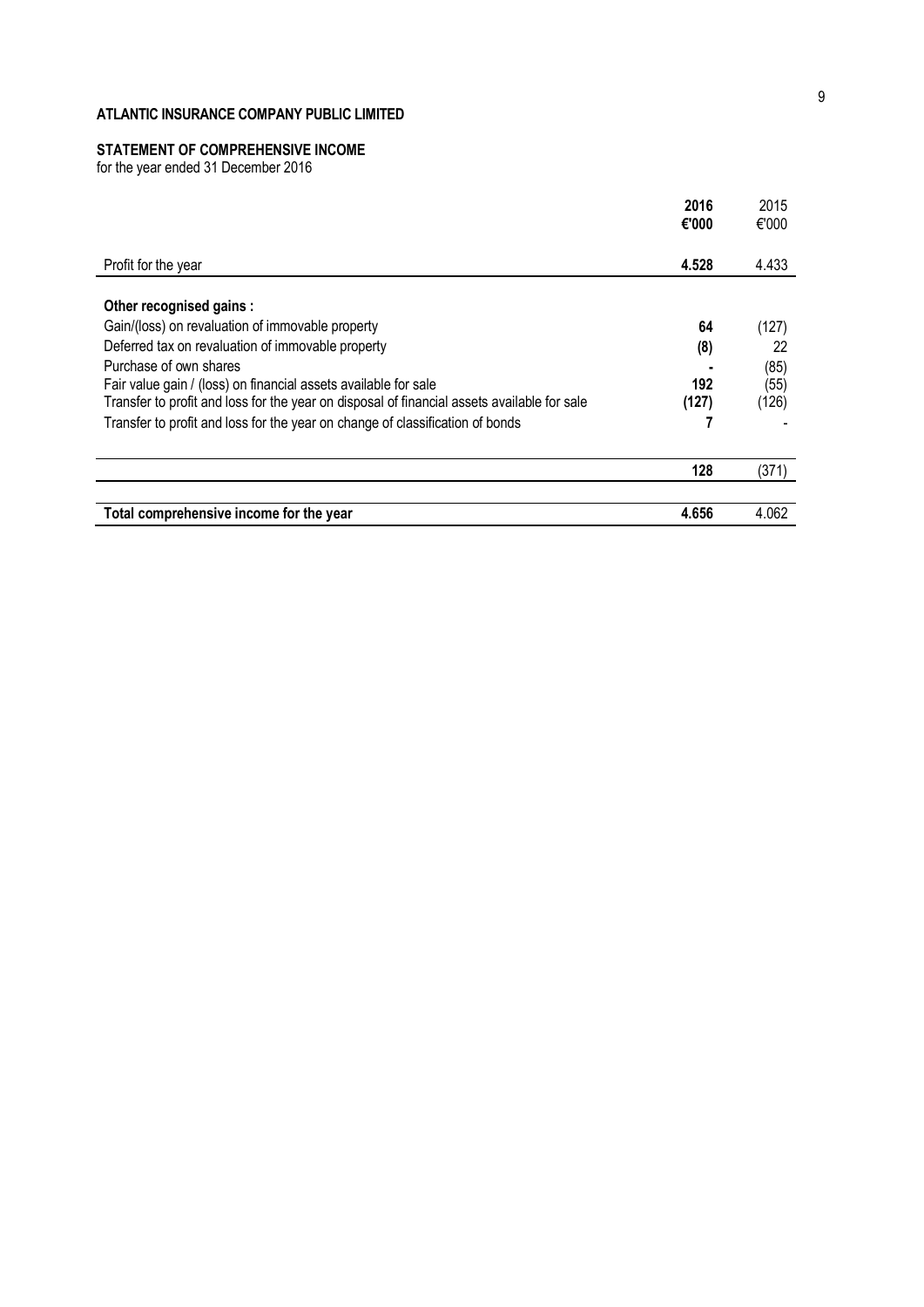**ATLANTIC INSURANCE COMPANY PUBLIC LIMITED**

**STATEMENT OF COMPREHENSIVE INCOME**

for the year ended 31 December 2016

| | **2016** | 2015 |
|---|---|---|
| | **€'000** | €'000 |
| Profit for the year | **4.528** | 4.433 |
| **Other recognised gains :** | | |
| Gain/(loss) on revaluation of immovable property | **64** | (127) |
| Deferred tax on revaluation of immovable property | **(8)** | 22 |
| Purchase of own shares | **-** | (85) |
| Fair value gain / (loss) on financial assets available for sale | **192** | (55) |
| Transfer to profit and loss for the year on disposal of financial assets available for sale | **(127)** | (126) |
| Transfer to profit and loss for the year on change of classification of bonds | **7** | - |
| | **128** | (371) |
| **Total comprehensive income for the year** | **4.656** | 4.062 |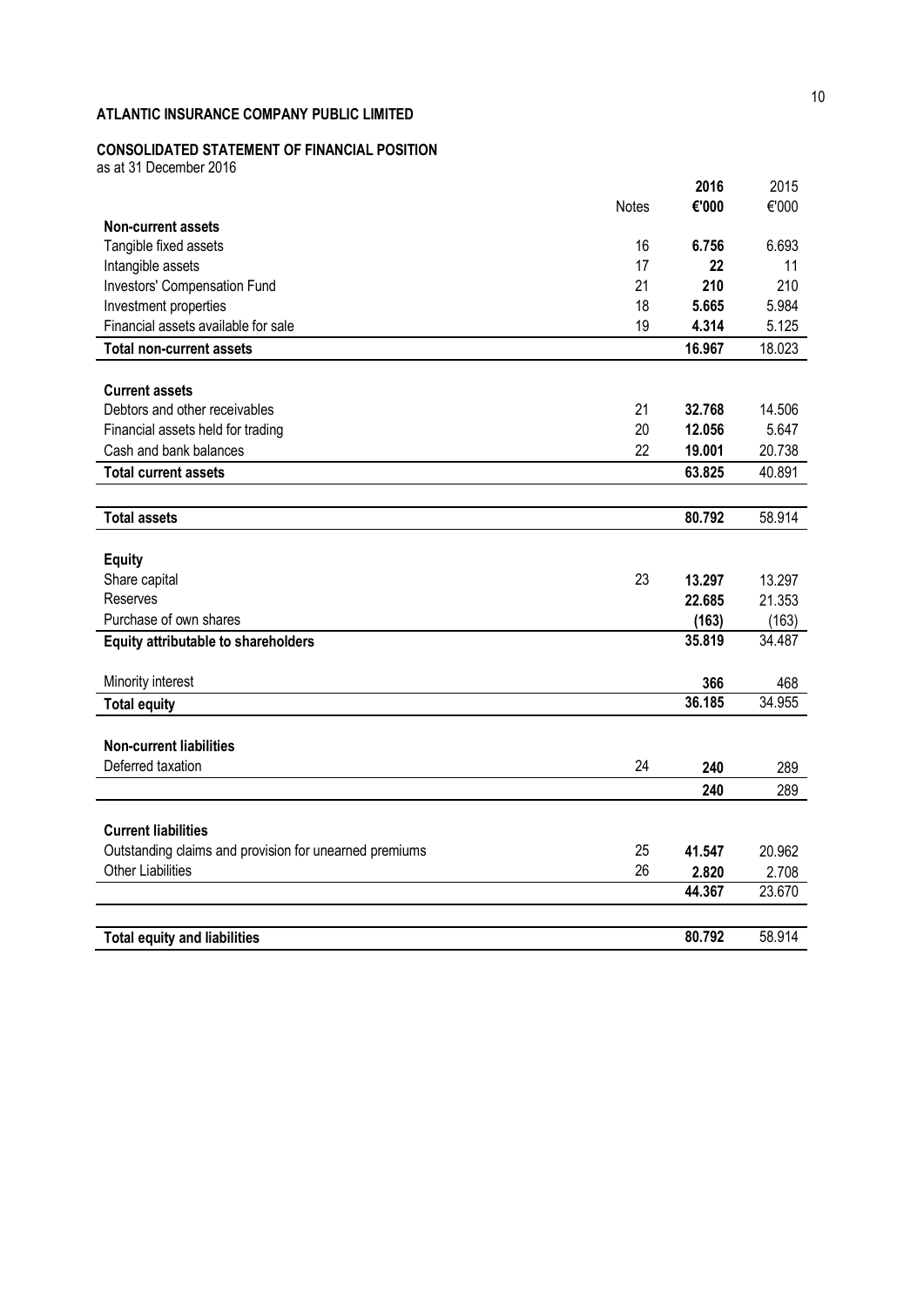# ATLANTIC INSURANCE COMPANY PUBLIC LIMITED

## CONSOLIDATED STATEMENT OF FINANCIAL POSITION

as at 31 December 2016

| | Notes | **2016** | 2015 |
|---|---|---|---|
| | | **€'000** | €'000 |
| **Non-current assets** | | | |
| Tangible fixed assets | 16 | **6.756** | 6.693 |
| Intangible assets | 17 | **22** | 11 |
| Investors' Compensation Fund | 21 | **210** | 210 |
| Investment properties | 18 | **5.665** | 5.984 |
| Financial assets available for sale | 19 | **4.314** | 5.125 |
| **Total non-current assets** | | **16.967** | 18.023 |
| | | | |
| **Current assets** | | | |
| Debtors and other receivables | 21 | **32.768** | 14.506 |
| Financial assets held for trading | 20 | **12.056** | 5.647 |
| Cash and bank balances | 22 | **19.001** | 20.738 |
| **Total current assets** | | **63.825** | 40.891 |
| | | | |
| **Total assets** | | **80.792** | 58.914 |
| | | | |
| **Equity** | | | |
| Share capital | 23 | **13.297** | 13.297 |
| Reserves | | **22.685** | 21.353 |
| Purchase of own shares | | **(163)** | (163) |
| **Equity attributable to shareholders** | | **35.819** | 34.487 |
| | | | |
| Minority interest | | **366** | 468 |
| **Total equity** | | **36.185** | 34.955 |
| | | | |
| **Non-current liabilities** | | | |
| Deferred taxation | 24 | **240** | 289 |
| | | **240** | 289 |
| | | | |
| **Current liabilities** | | | |
| Outstanding claims and provision for unearned premiums | 25 | **41.547** | 20.962 |
| Other Liabilities | 26 | **2.820** | 2.708 |
| | | **44.367** | 23.670 |
| | | | |
| **Total equity and liabilities** | | **80.792** | 58.914 |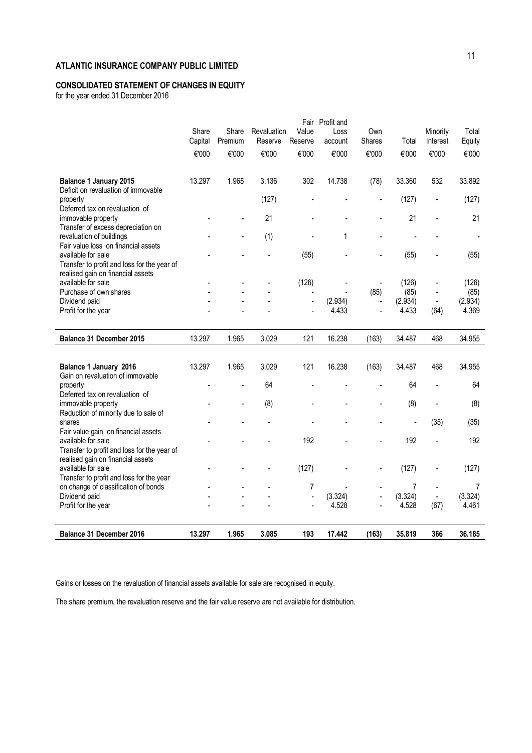## ATLANTIC INSURANCE COMPANY PUBLIC LIMITED

### CONSOLIDATED STATEMENT OF CHANGES IN EQUITY

for the year ended 31 December 2016

| | Share Capital | Share Premium | Revaluation Reserve | Fair Value Reserve | Profit and Loss account | Own Shares | Total | Minority Interest | Total Equity |
|---|---|---|---|---|---|---|---|---|---|
| | €'000 | €'000 | €'000 | €'000 | €'000 | €'000 | €'000 | €'000 | €'000 |
| **Balance 1 January 2015** | 13.297 | 1.965 | 3.136 | 302 | 14.738 | (78) | 33.360 | 532 | 33.892 |
| Deficit on revaluation of immovable property | | | (127) | - | - | - | (127) | - | (127) |
| Deferred tax on revaluation of immovable property | - | - | 21 | - | - | - | 21 | - | 21 |
| Transfer of excess depreciation on revaluation of buildings | - | - | (1) | - | 1 | - | - | - | - |
| Fair value loss on financial assets available for sale | - | - | - | (55) | - | - | (55) | - | (55) |
| Transfer to profit and loss for the year of realised gain on financial assets available for sale | - | - | - | (126) | - | - | (126) | - | (126) |
| Purchase of own shares | - | - | - | - | - | (85) | (85) | - | (85) |
| Dividend paid | - | - | - | - | (2.934) | - | (2.934) | - | (2.934) |
| Profit for the year | - | - | - | - | 4.433 | - | 4.433 | (64) | 4.369 |
| **Balance 31 December 2015** | 13.297 | 1.965 | 3.029 | 121 | 16.238 | (163) | 34.487 | 468 | 34.955 |
| | | | | | | | | | |
| **Balance 1 January 2016** | 13.297 | 1.965 | 3.029 | 121 | 16.238 | (163) | 34.487 | 468 | 34.955 |
| Gain on revaluation of immovable property | - | - | 64 | - | - | - | 64 | - | 64 |
| Deferred tax on revaluation of immovable property | - | - | (8) | - | - | - | (8) | - | (8) |
| Reduction of minority due to sale of shares | - | - | - | - | - | - | - | (35) | (35) |
| Fair value gain on financial assets available for sale | - | - | - | 192 | - | - | 192 | - | 192 |
| Transfer to profit and loss for the year of realised gain on financial assets available for sale | - | - | - | (127) | - | - | (127) | - | (127) |
| Transfer to profit and loss for the year on change of classification of bonds | - | - | - | 7 | - | - | 7 | - | 7 |
| Dividend paid | - | - | - | - | (3.324) | - | (3.324) | - | (3.324) |
| Profit for the year | - | - | - | - | 4.528 | - | 4.528 | (67) | 4.461 |
| **Balance 31 December 2016** | **13.297** | **1.965** | **3.085** | **193** | **17.442** | **(163)** | **35.819** | **366** | **36.185** |

Gains or losses on the revaluation of financial assets available for sale are recognised in equity.

The share premium, the revaluation reserve and the fair value reserve are not available for distribution.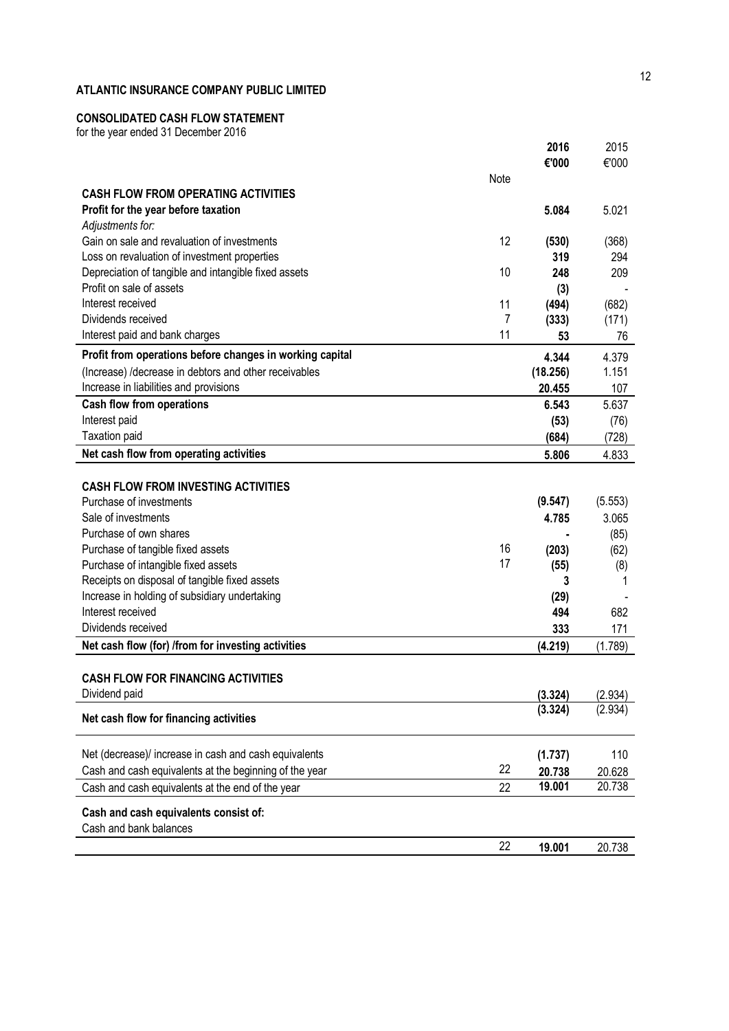**ATLANTIC INSURANCE COMPANY PUBLIC LIMITED**

**CONSOLIDATED CASH FLOW STATEMENT**
for the year ended 31 December 2016

| | Note | **2016** | 2015 |
|---|---|---|---|
| | | **€'000** | €'000 |
| **CASH FLOW FROM OPERATING ACTIVITIES** | | | |
| **Profit for the year before taxation** | | **5.084** | 5.021 |
| *Adjustments for:* | | | |
| Gain on sale and revaluation of investments | 12 | **(530)** | (368) |
| Loss on revaluation of investment properties | | **319** | 294 |
| Depreciation of tangible and intangible fixed assets | 10 | **248** | 209 |
| Profit on sale of assets | | **(3)** | - |
| Interest received | 11 | **(494)** | (682) |
| Dividends received | 7 | **(333)** | (171) |
| Interest paid and bank charges | 11 | **53** | 76 |
| **Profit from operations before changes in working capital** | | **4.344** | 4.379 |
| (Increase) /decrease in debtors and other receivables | | **(18.256)** | 1.151 |
| Increase in liabilities and provisions | | **20.455** | 107 |
| **Cash flow from operations** | | **6.543** | 5.637 |
| Interest paid | | **(53)** | (76) |
| Taxation paid | | **(684)** | (728) |
| **Net cash flow from operating activities** | | **5.806** | 4.833 |
| | | | |
| **CASH FLOW FROM INVESTING ACTIVITIES** | | | |
| Purchase of investments | | **(9.547)** | (5.553) |
| Sale of investments | | **4.785** | 3.065 |
| Purchase of own shares | | **-** | (85) |
| Purchase of tangible fixed assets | 16 | **(203)** | (62) |
| Purchase of intangible fixed assets | 17 | **(55)** | (8) |
| Receipts on disposal of tangible fixed assets | | **3** | 1 |
| Increase in holding of subsidiary undertaking | | **(29)** | - |
| Interest received | | **494** | 682 |
| Dividends received | | **333** | 171 |
| **Net cash flow (for) /from for investing activities** | | **(4.219)** | (1.789) |
| | | | |
| **CASH FLOW FOR FINANCING ACTIVITIES** | | | |
| Dividend paid | | **(3.324)** | (2.934) |
| **Net cash flow for financing activities** | | **(3.324)** | (2.934) |
| | | | |
| Net (decrease)/ increase in cash and cash equivalents | | **(1.737)** | 110 |
| Cash and cash equivalents at the beginning of the year | 22 | **20.738** | 20.628 |
| Cash and cash equivalents at the end of the year | 22 | **19.001** | 20.738 |
| | | | |
| **Cash and cash equivalents consist of:** | | | |
| Cash and bank balances | | | |
| | 22 | **19.001** | 20.738 |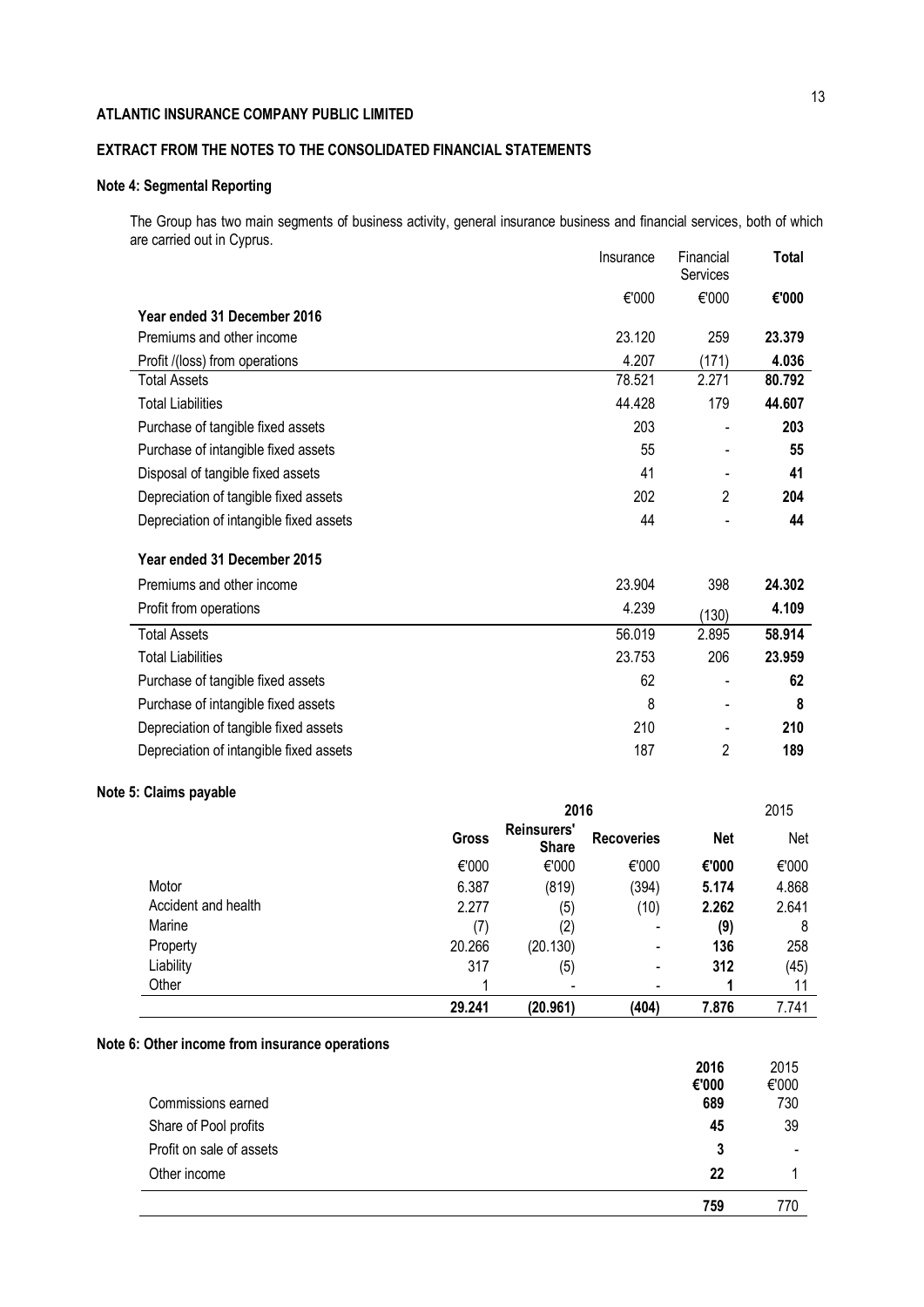**ATLANTIC INSURANCE COMPANY PUBLIC LIMITED**

**EXTRACT FROM THE NOTES TO THE CONSOLIDATED FINANCIAL STATEMENTS**

**Note 4: Segmental Reporting**

The Group has two main segments of business activity, general insurance business and financial services, both of which are carried out in Cyprus.

| | Insurance | Financial Services | **Total** |
|---|---|---|---|
| | €'000 | €'000 | **€'000** |
| **Year ended 31 December 2016** | | | |
| Premiums and other income | 23.120 | 259 | **23.379** |
| Profit /(loss) from operations | 4.207 | (171) | **4.036** |
| Total Assets | 78.521 | 2.271 | **80.792** |
| Total Liabilities | 44.428 | 179 | **44.607** |
| Purchase of tangible fixed assets | 203 | - | **203** |
| Purchase of intangible fixed assets | 55 | - | **55** |
| Disposal of tangible fixed assets | 41 | - | **41** |
| Depreciation of tangible fixed assets | 202 | 2 | **204** |
| Depreciation of intangible fixed assets | 44 | - | **44** |
| **Year ended 31 December 2015** | | | |
| Premiums and other income | 23.904 | 398 | **24.302** |
| Profit from operations | 4.239 | (130) | **4.109** |
| Total Assets | 56.019 | 2.895 | **58.914** |
| Total Liabilities | 23.753 | 206 | **23.959** |
| Purchase of tangible fixed assets | 62 | - | **62** |
| Purchase of intangible fixed assets | 8 | - | **8** |
| Depreciation of tangible fixed assets | 210 | - | **210** |
| Depreciation of intangible fixed assets | 187 | 2 | **189** |

**Note 5: Claims payable**

| | **2016** | | | | 2015 |
|---|---|---|---|---|---|
| | **Gross** | **Reinsurers' Share** | **Recoveries** | **Net** | Net |
| | €'000 | €'000 | €'000 | **€'000** | €'000 |
| Motor | 6.387 | (819) | (394) | **5.174** | 4.868 |
| Accident and health | 2.277 | (5) | (10) | **2.262** | 2.641 |
| Marine | (7) | (2) | - | **(9)** | 8 |
| Property | 20.266 | (20.130) | - | **136** | 258 |
| Liability | 317 | (5) | - | **312** | (45) |
| Other | 1 | - | - | **1** | 11 |
| | **29.241** | **(20.961)** | **(404)** | **7.876** | 7.741 |

**Note 6: Other income from insurance operations**

| | **2016** | 2015 |
|---|---|---|
| | **€'000** | €'000 |
| Commissions earned | **689** | 730 |
| Share of Pool profits | **45** | 39 |
| Profit on sale of assets | **3** | - |
| Other income | **22** | 1 |
| | **759** | 770 |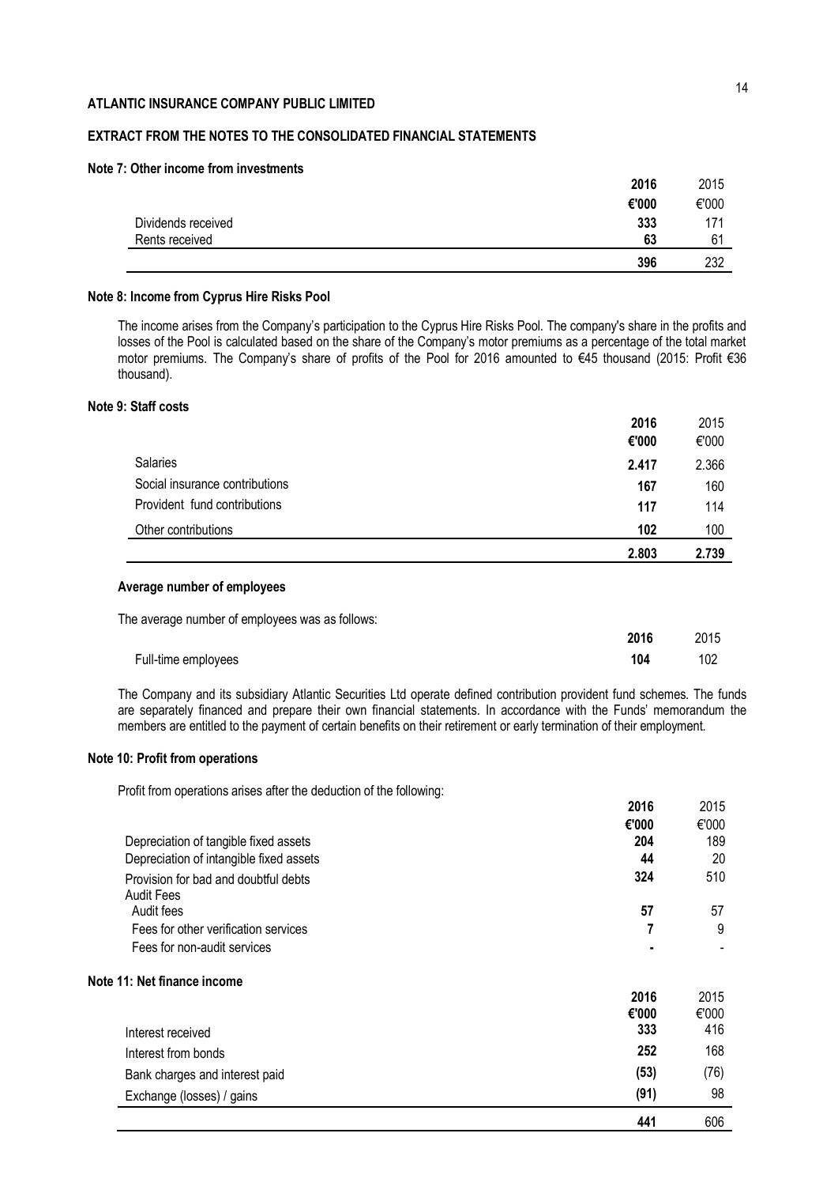**ATLANTIC INSURANCE COMPANY PUBLIC LIMITED**

**EXTRACT FROM THE NOTES TO THE CONSOLIDATED FINANCIAL STATEMENTS**

**Note 7: Other income from investments**

| | **2016** | 2015 |
|---|---|---|
| | **€'000** | €'000 |
| Dividends received | **333** | 171 |
| Rents received | **63** | 61 |
| | **396** | 232 |

**Note 8: Income from Cyprus Hire Risks Pool**

The income arises from the Company's participation to the Cyprus Hire Risks Pool. The company's share in the profits and losses of the Pool is calculated based on the share of the Company's motor premiums as a percentage of the total market motor premiums. The Company's share of profits of the Pool for 2016 amounted to €45 thousand (2015: Profit €36 thousand).

**Note 9: Staff costs**

| | **2016** | 2015 |
|---|---|---|
| | **€'000** | €'000 |
| Salaries | **2.417** | 2.366 |
| Social insurance contributions | **167** | 160 |
| Provident fund contributions | **117** | 114 |
| Other contributions | **102** | 100 |
| | **2.803** | **2.739** |

**Average number of employees**

The average number of employees was as follows:

| | **2016** | 2015 |
|---|---|---|
| Full-time employees | **104** | 102 |

The Company and its subsidiary Atlantic Securities Ltd operate defined contribution provident fund schemes. The funds are separately financed and prepare their own financial statements. In accordance with the Funds' memorandum the members are entitled to the payment of certain benefits on their retirement or early termination of their employment.

**Note 10: Profit from operations**

Profit from operations arises after the deduction of the following:

| | **2016** | 2015 |
|---|---|---|
| | **€'000** | €'000 |
| Depreciation of tangible fixed assets | **204** | 189 |
| Depreciation of intangible fixed assets | **44** | 20 |
| Provision for bad and doubtful debts | **324** | 510 |
| Audit Fees | | |
| Audit fees | **57** | 57 |
| Fees for other verification services | **7** | 9 |
| Fees for non-audit services | **-** | - |

**Note 11: Net finance income**

| | **2016** | 2015 |
|---|---|---|
| | **€'000** | €'000 |
| Interest received | **333** | 416 |
| Interest from bonds | **252** | 168 |
| Bank charges and interest paid | **(53)** | (76) |
| Exchange (losses) / gains | **(91)** | 98 |
| | **441** | 606 |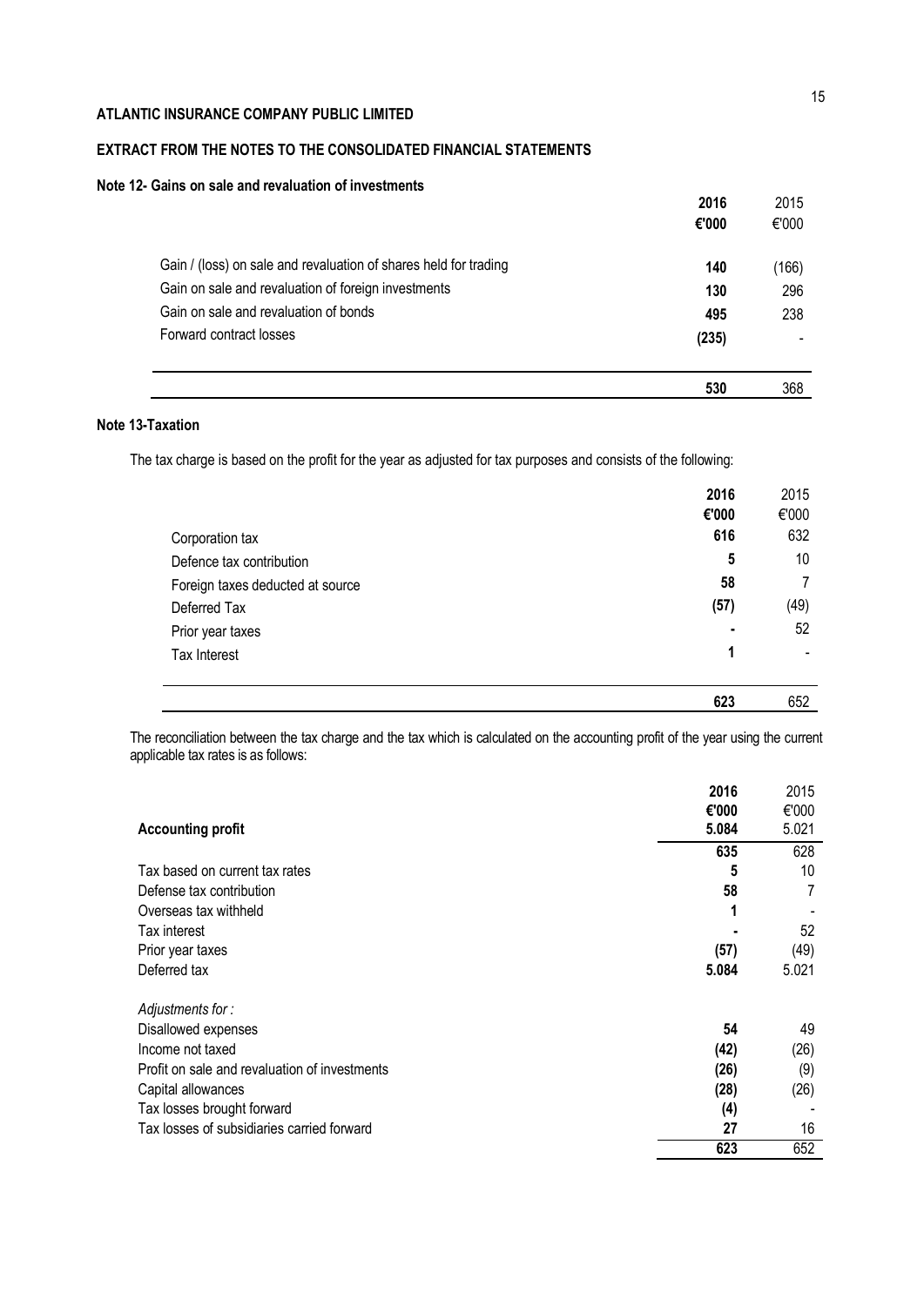**ATLANTIC INSURANCE COMPANY PUBLIC LIMITED**

**EXTRACT FROM THE NOTES TO THE CONSOLIDATED FINANCIAL STATEMENTS**

**Note 12- Gains on sale and revaluation of investments**

| | **2016** | 2015 |
|---|---|---|
| | **€'000** | €'000 |
| Gain / (loss) on sale and revaluation of shares held for trading | **140** | (166) |
| Gain on sale and revaluation of foreign investments | **130** | 296 |
| Gain on sale and revaluation of bonds | **495** | 238 |
| Forward contract losses | **(235)** | - |
| | **530** | 368 |

**Note 13-Taxation**

The tax charge is based on the profit for the year as adjusted for tax purposes and consists of the following:

| | **2016** | 2015 |
|---|---|---|
| | **€'000** | €'000 |
| Corporation tax | **616** | 632 |
| Defence tax contribution | **5** | 10 |
| Foreign taxes deducted at source | **58** | 7 |
| Deferred Tax | **(57)** | (49) |
| Prior year taxes | **-** | 52 |
| Tax Interest | **1** | - |
| | **623** | 652 |

The reconciliation between the tax charge and the tax which is calculated on the accounting profit of the year using the current applicable tax rates is as follows:

| | **2016** | 2015 |
|---|---|---|
| | **€'000** | €'000 |
| **Accounting profit** | **5.084** | 5.021 |
| | **635** | 628 |
| Tax based on current tax rates | **5** | 10 |
| Defense tax contribution | **58** | 7 |
| Overseas tax withheld | **1** | - |
| Tax interest | **-** | 52 |
| Prior year taxes | **(57)** | (49) |
| Deferred tax | **5.084** | 5.021 |
| *Adjustments for :* | | |
| Disallowed expenses | **54** | 49 |
| Income not taxed | **(42)** | (26) |
| Profit on sale and revaluation of investments | **(26)** | (9) |
| Capital allowances | **(28)** | (26) |
| Tax losses brought forward | **(4)** | - |
| Tax losses of subsidiaries carried forward | **27** | 16 |
| | **623** | 652 |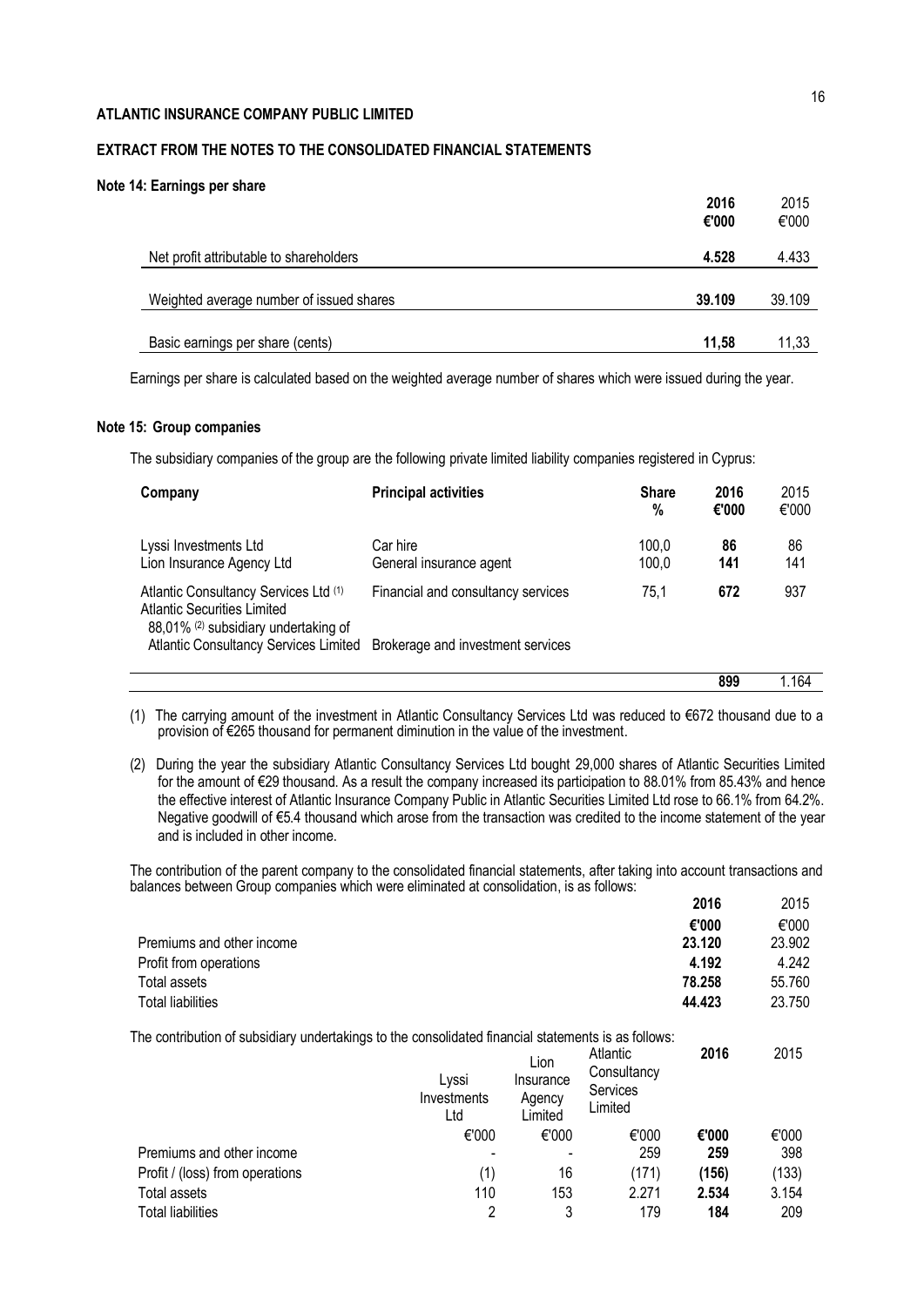**ATLANTIC INSURANCE COMPANY PUBLIC LIMITED**

**EXTRACT FROM THE NOTES TO THE CONSOLIDATED FINANCIAL STATEMENTS**

**Note 14: Earnings per share**

| | **2016 €'000** | 2015 €'000 |
|---|---|---|
| Net profit attributable to shareholders | **4.528** | 4.433 |
| Weighted average number of issued shares | **39.109** | 39.109 |
| Basic earnings per share (cents) | **11,58** | 11,33 |

Earnings per share is calculated based on the weighted average number of shares which were issued during the year.

**Note 15: Group companies**

The subsidiary companies of the group are the following private limited liability companies registered in Cyprus:

| **Company** | **Principal activities** | **Share %** | **2016 €'000** | 2015 €'000 |
|---|---|---|---|---|
| Lyssi Investments Ltd | Car hire | 100,0 | **86** | 86 |
| Lion Insurance Agency Ltd | General insurance agent | 100,0 | **141** | 141 |
| Atlantic Consultancy Services Ltd (1) | Financial and consultancy services | 75,1 | **672** | 937 |
| Atlantic Securities Limited 88,01% (2) subsidiary undertaking of Atlantic Consultancy Services Limited | Brokerage and investment services | | | |
| | | | **899** | 1.164 |

(1) The carrying amount of the investment in Atlantic Consultancy Services Ltd was reduced to €672 thousand due to a provision of €265 thousand for permanent diminution in the value of the investment.

(2) During the year the subsidiary Atlantic Consultancy Services Ltd bought 29,000 shares of Atlantic Securities Limited for the amount of €29 thousand. As a result the company increased its participation to 88.01% from 85.43% and hence the effective interest of Atlantic Insurance Company Public in Atlantic Securities Limited Ltd rose to 66.1% from 64.2%. Negative goodwill of €5.4 thousand which arose from the transaction was credited to the income statement of the year and is included in other income.

The contribution of the parent company to the consolidated financial statements, after taking into account transactions and balances between Group companies which were eliminated at consolidation, is as follows:

| | **2016 €'000** | 2015 €'000 |
|---|---|---|
| Premiums and other income | **23.120** | 23.902 |
| Profit from operations | **4.192** | 4.242 |
| Total assets | **78.258** | 55.760 |
| Total liabilities | **44.423** | 23.750 |

The contribution of subsidiary undertakings to the consolidated financial statements is as follows:

| | Lyssi Investments Ltd | Lion Insurance Agency Limited | Atlantic Consultancy Services Limited | **2016** | 2015 |
|---|---|---|---|---|---|
| | €'000 | €'000 | €'000 | **€'000** | €'000 |
| Premiums and other income | - | - | 259 | **259** | 398 |
| Profit / (loss) from operations | (1) | 16 | (171) | **(156)** | (133) |
| Total assets | 110 | 153 | 2.271 | **2.534** | 3.154 |
| Total liabilities | 2 | 3 | 179 | **184** | 209 |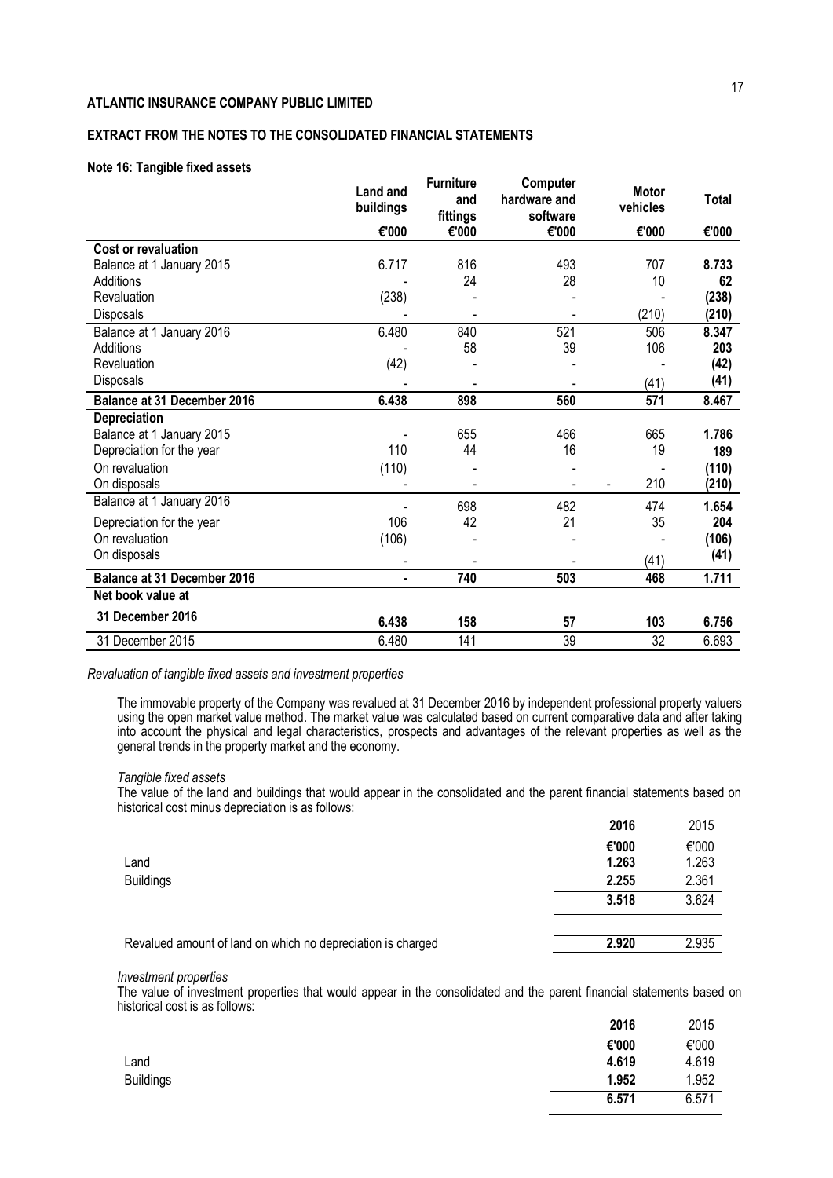ATLANTIC INSURANCE COMPANY PUBLIC LIMITED

EXTRACT FROM THE NOTES TO THE CONSOLIDATED FINANCIAL STATEMENTS

**Note 16: Tangible fixed assets**

| | Land and buildings | Furniture and fittings | Computer hardware and software | Motor vehicles | Total |
|---|---|---|---|---|---|
| | €'000 | €'000 | €'000 | €'000 | €'000 |
| **Cost or revaluation** | | | | | |
| Balance at 1 January 2015 | 6.717 | 816 | 493 | 707 | **8.733** |
| Additions | - | 24 | 28 | 10 | **62** |
| Revaluation | (238) | - | - | - | **(238)** |
| Disposals | - | - | - | (210) | **(210)** |
| Balance at 1 January 2016 | 6.480 | 840 | 521 | 506 | **8.347** |
| Additions | - | 58 | 39 | 106 | **203** |
| Revaluation | (42) | - | - | - | **(42)** |
| Disposals | - | - | - | (41) | **(41)** |
| **Balance at 31 December 2016** | **6.438** | **898** | **560** | **571** | **8.467** |
| **Depreciation** | | | | | |
| Balance at 1 January 2015 | - | 655 | 466 | 665 | **1.786** |
| Depreciation for the year | 110 | 44 | 16 | 19 | **189** |
| On revaluation | (110) | - | - | - | **(110)** |
| On disposals | - | - | - | 210 | **(210)** |
| Balance at 1 January 2016 | - | 698 | 482 | 474 | **1.654** |
| Depreciation for the year | 106 | 42 | 21 | 35 | **204** |
| On revaluation | (106) | - | - | - | **(106)** |
| On disposals | - | - | - | (41) | **(41)** |
| **Balance at 31 December 2016** | **-** | **740** | **503** | **468** | **1.711** |
| **Net book value at** | | | | | |
| **31 December 2016** | **6.438** | **158** | **57** | **103** | **6.756** |
| 31 December 2015 | 6.480 | 141 | 39 | 32 | 6.693 |

*Revaluation of tangible fixed assets and investment properties*

The immovable property of the Company was revalued at 31 December 2016 by independent professional property valuers using the open market value method. The market value was calculated based on current comparative data and after taking into account the physical and legal characteristics, prospects and advantages of the relevant properties as well as the general trends in the property market and the economy.

*Tangible fixed assets*

The value of the land and buildings that would appear in the consolidated and the parent financial statements based on historical cost minus depreciation is as follows:

| | 2016 | 2015 |
|---|---|---|
| | €'000 | €'000 |
| Land | **1.263** | 1.263 |
| Buildings | **2.255** | 2.361 |
| | **3.518** | 3.624 |
| Revalued amount of land on which no depreciation is charged | **2.920** | 2.935 |

*Investment properties*

The value of investment properties that would appear in the consolidated and the parent financial statements based on historical cost is as follows:

| | 2016 | 2015 |
|---|---|---|
| | €'000 | €'000 |
| Land | **4.619** | 4.619 |
| Buildings | **1.952** | 1.952 |
| | **6.571** | 6.571 |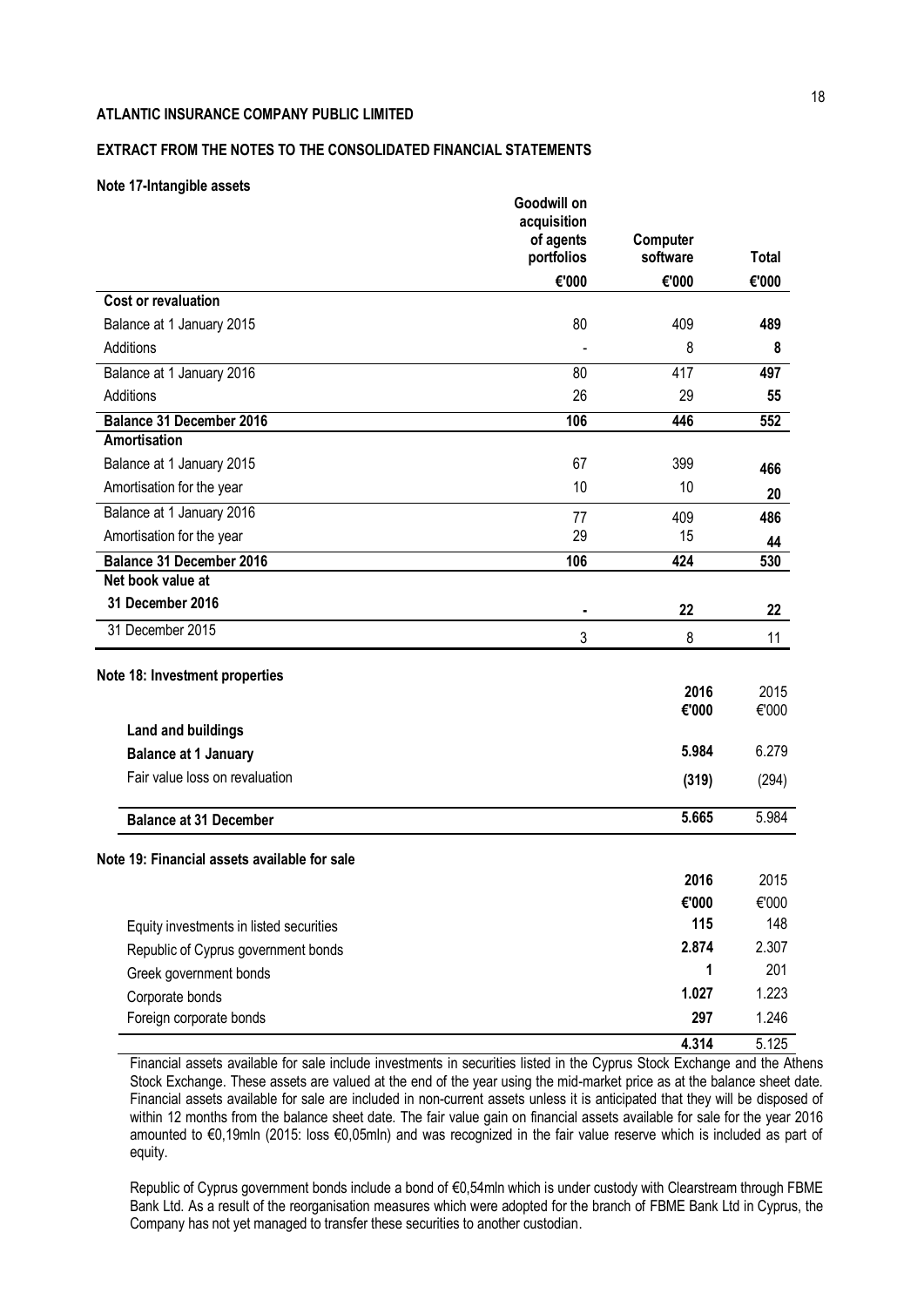**ATLANTIC INSURANCE COMPANY PUBLIC LIMITED**

**EXTRACT FROM THE NOTES TO THE CONSOLIDATED FINANCIAL STATEMENTS**

**Note 17-Intangible assets**

| | Goodwill on acquisition of agents portfolios | Computer software | Total |
|---|---|---|---|
| | €'000 | €'000 | €'000 |
| **Cost or revaluation** | | | |
| Balance at 1 January 2015 | 80 | 409 | **489** |
| Additions | - | 8 | **8** |
| Balance at 1 January 2016 | 80 | 417 | **497** |
| Additions | 26 | 29 | **55** |
| **Balance 31 December 2016** | **106** | **446** | **552** |
| **Amortisation** | | | |
| Balance at 1 January 2015 | 67 | 399 | **466** |
| Amortisation for the year | 10 | 10 | **20** |
| Balance at 1 January 2016 | 77 | 409 | **486** |
| Amortisation for the year | 29 | 15 | **44** |
| **Balance 31 December 2016** | **106** | **424** | **530** |
| **Net book value at** | | | |
| **31 December 2016** | **-** | **22** | **22** |
| 31 December 2015 | 3 | 8 | 11 |

**Note 18: Investment properties**

| | 2016 | 2015 |
|---|---|---|
| | €'000 | €'000 |
| **Land and buildings** | | |
| **Balance at 1 January** | **5.984** | 6.279 |
| Fair value loss on revaluation | **(319)** | (294) |
| **Balance at 31 December** | **5.665** | 5.984 |

**Note 19: Financial assets available for sale**

| | 2016 | 2015 |
|---|---|---|
| | €'000 | €'000 |
| Equity investments in listed securities | **115** | 148 |
| Republic of Cyprus government bonds | **2.874** | 2.307 |
| Greek government bonds | **1** | 201 |
| Corporate bonds | **1.027** | 1.223 |
| Foreign corporate bonds | **297** | 1.246 |
| | **4.314** | 5.125 |

Financial assets available for sale include investments in securities listed in the Cyprus Stock Exchange and the Athens Stock Exchange. These assets are valued at the end of the year using the mid-market price as at the balance sheet date. Financial assets available for sale are included in non-current assets unless it is anticipated that they will be disposed of within 12 months from the balance sheet date. The fair value gain on financial assets available for sale for the year 2016 amounted to €0,19mln (2015: loss €0,05mln) and was recognized in the fair value reserve which is included as part of equity.

Republic of Cyprus government bonds include a bond of €0,54mln which is under custody with Clearstream through FBME Bank Ltd. As a result of the reorganisation measures which were adopted for the branch of FBME Bank Ltd in Cyprus, the Company has not yet managed to transfer these securities to another custodian.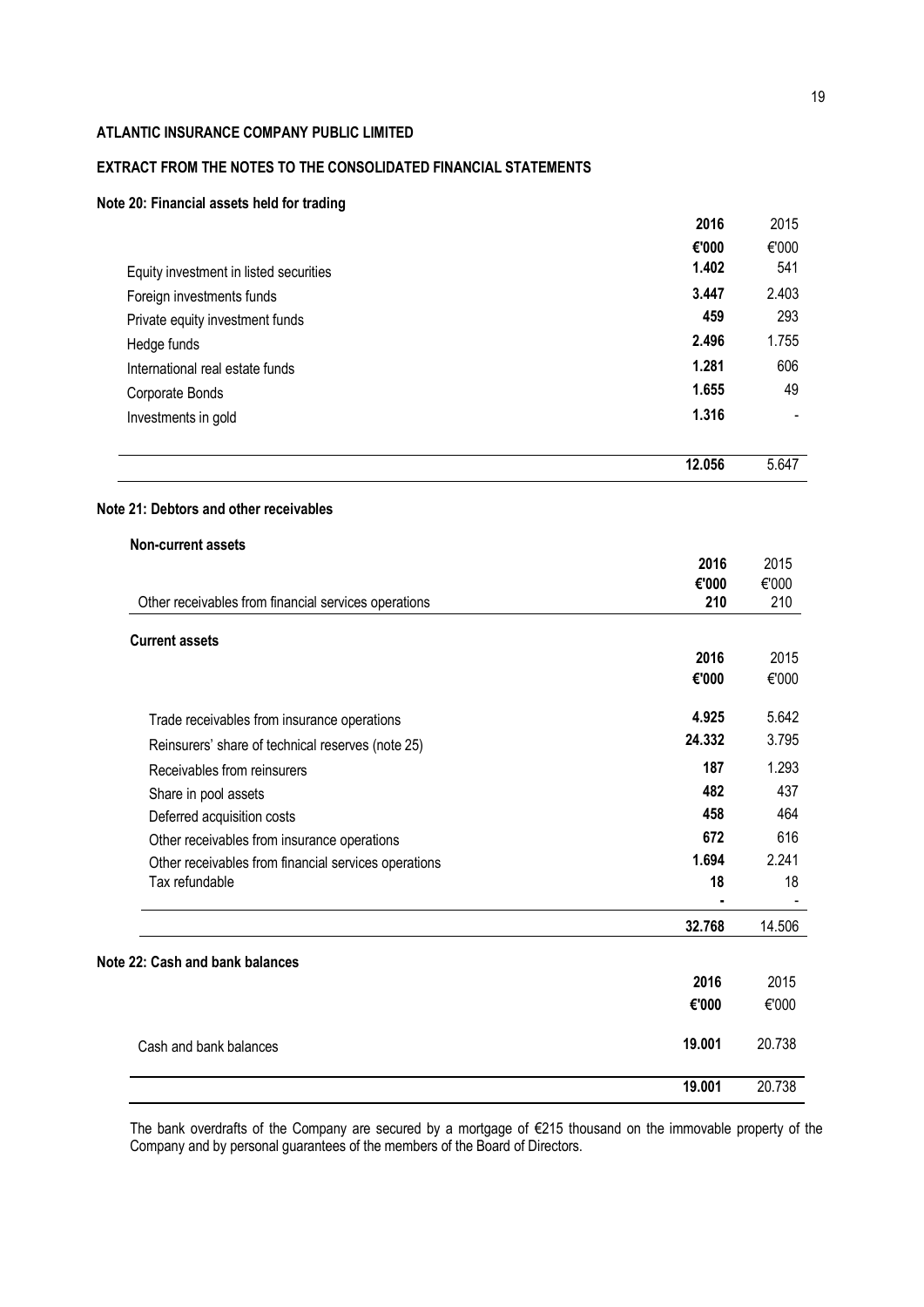**ATLANTIC INSURANCE COMPANY PUBLIC LIMITED**

**EXTRACT FROM THE NOTES TO THE CONSOLIDATED FINANCIAL STATEMENTS**

**Note 20: Financial assets held for trading**

| | **2016** | 2015 |
|---|---|---|
| | **€'000** | €'000 |
| Equity investment in listed securities | **1.402** | 541 |
| Foreign investments funds | **3.447** | 2.403 |
| Private equity investment funds | **459** | 293 |
| Hedge funds | **2.496** | 1.755 |
| International real estate funds | **1.281** | 606 |
| Corporate Bonds | **1.655** | 49 |
| Investments in gold | **1.316** | - |
| | **12.056** | 5.647 |

**Note 21: Debtors and other receivables**

**Non-current assets**

| | **2016** | 2015 |
|---|---|---|
| | **€'000** | €'000 |
| Other receivables from financial services operations | **210** | 210 |

**Current assets**

| | **2016** | 2015 |
|---|---|---|
| | **€'000** | €'000 |
| Trade receivables from insurance operations | **4.925** | 5.642 |
| Reinsurers' share of technical reserves (note 25) | **24.332** | 3.795 |
| Receivables from reinsurers | **187** | 1.293 |
| Share in pool assets | **482** | 437 |
| Deferred acquisition costs | **458** | 464 |
| Other receivables from insurance operations | **672** | 616 |
| Other receivables from financial services operations | **1.694** | 2.241 |
| Tax refundable | **18** | 18 |
| | **-** | - |
| | **32.768** | 14.506 |

**Note 22: Cash and bank balances**

| | **2016** | 2015 |
|---|---|---|
| | **€'000** | €'000 |
| Cash and bank balances | **19.001** | 20.738 |
| | **19.001** | 20.738 |

The bank overdrafts of the Company are secured by a mortgage of €215 thousand on the immovable property of the Company and by personal guarantees of the members of the Board of Directors.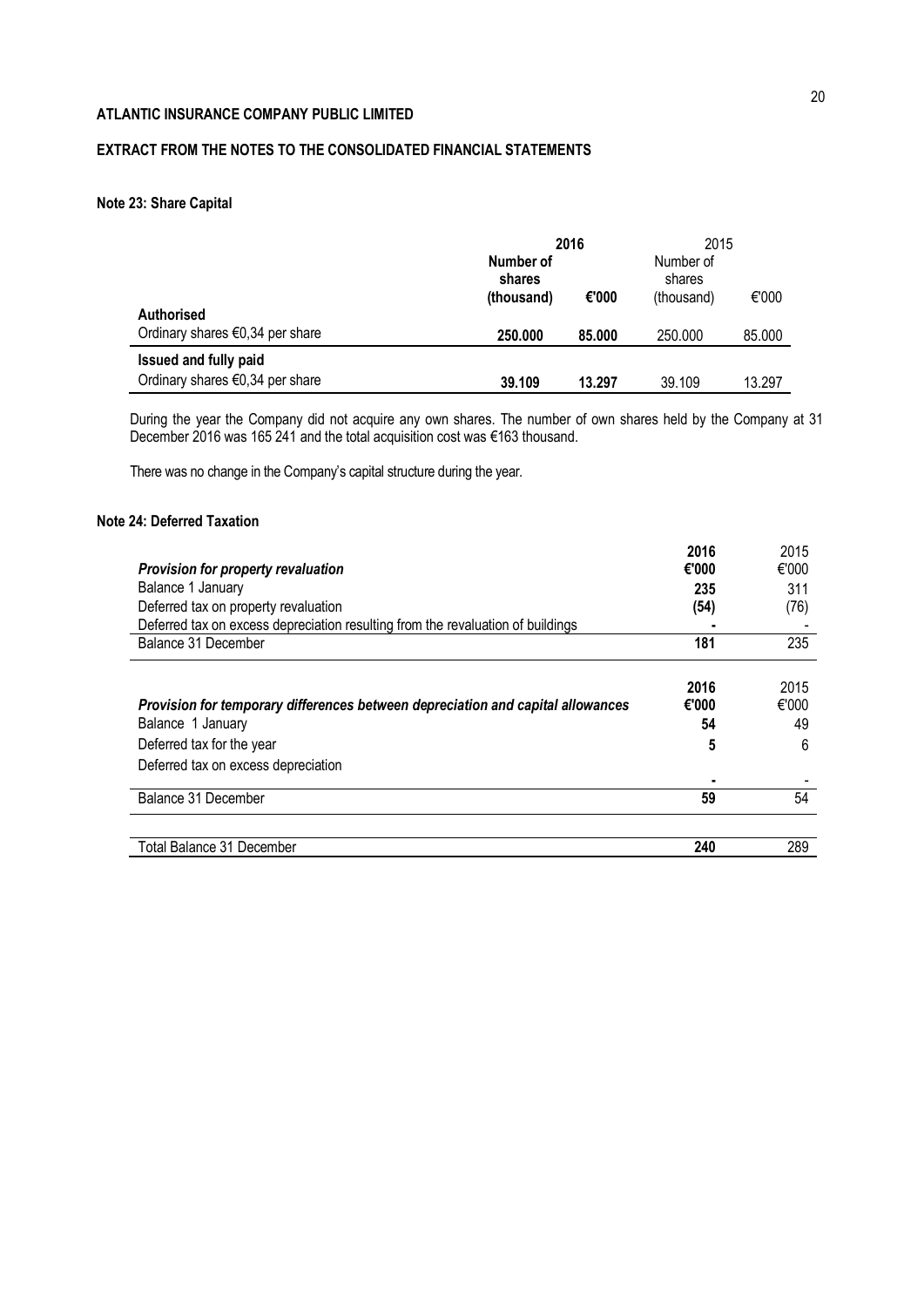**ATLANTIC INSURANCE COMPANY PUBLIC LIMITED**

**EXTRACT FROM THE NOTES TO THE CONSOLIDATED FINANCIAL STATEMENTS**

**Note 23: Share Capital**

| | **2016** | | 2015 | |
|---|---|---|---|---|
| | **Number of shares (thousand)** | **€'000** | Number of shares (thousand) | €'000 |
| **Authorised** | | | | |
| Ordinary shares €0,34 per share | **250.000** | **85.000** | 250.000 | 85.000 |
| **Issued and fully paid** | | | | |
| Ordinary shares €0,34 per share | **39.109** | **13.297** | 39.109 | 13.297 |

During the year the Company did not acquire any own shares. The number of own shares held by the Company at 31 December 2016 was 165 241 and the total acquisition cost was €163 thousand.

There was no change in the Company's capital structure during the year.

**Note 24: Deferred Taxation**

| | **2016** | 2015 |
|---|---|---|
| ***Provision for property revaluation*** | **€'000** | €'000 |
| Balance 1 January | **235** | 311 |
| Deferred tax on property revaluation | **(54)** | (76) |
| Deferred tax on excess depreciation resulting from the revaluation of buildings | **-** | - |
| Balance 31 December | **181** | 235 |
| | | |
| | **2016** | 2015 |
| ***Provision for temporary differences between depreciation and capital allowances*** | **€'000** | €'000 |
| Balance 1 January | **54** | 49 |
| Deferred tax for the year | **5** | 6 |
| Deferred tax on excess depreciation | **-** | - |
| Balance 31 December | **59** | 54 |
| | | |
| Total Balance 31 December | **240** | 289 |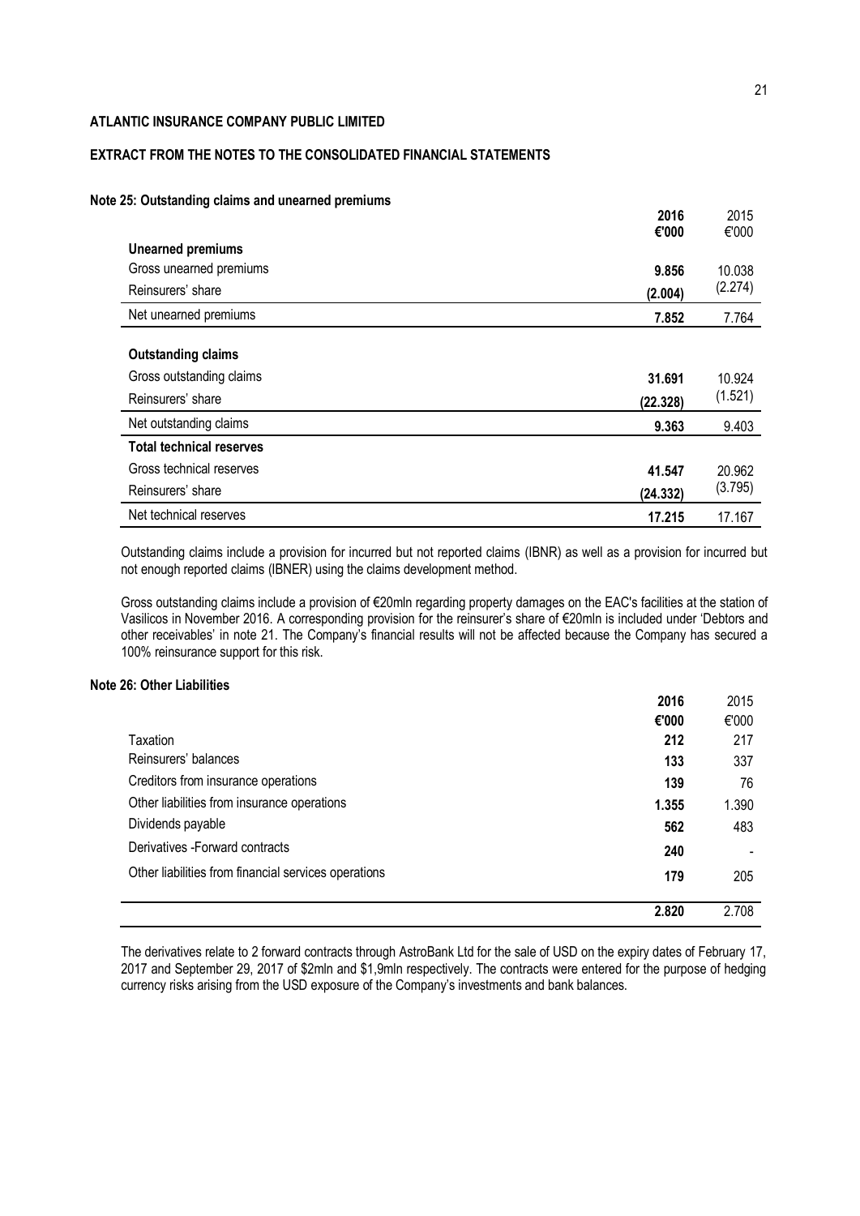**ATLANTIC INSURANCE COMPANY PUBLIC LIMITED**

**EXTRACT FROM THE NOTES TO THE CONSOLIDATED FINANCIAL STATEMENTS**

**Note 25: Outstanding claims and unearned premiums**

| | **2016** | 2015 |
|---|---|---|
| | **€'000** | €'000 |
| **Unearned premiums** | | |
| Gross unearned premiums | **9.856** | 10.038 |
| Reinsurers' share | **(2.004)** | (2.274) |
| Net unearned premiums | **7.852** | 7.764 |
| **Outstanding claims** | | |
| Gross outstanding claims | **31.691** | 10.924 |
| Reinsurers' share | **(22.328)** | (1.521) |
| Net outstanding claims | **9.363** | 9.403 |
| **Total technical reserves** | | |
| Gross technical reserves | **41.547** | 20.962 |
| Reinsurers' share | **(24.332)** | (3.795) |
| Net technical reserves | **17.215** | 17.167 |

Outstanding claims include a provision for incurred but not reported claims (IBNR) as well as a provision for incurred but not enough reported claims (IBNER) using the claims development method.

Gross outstanding claims include a provision of €20mln regarding property damages on the EAC's facilities at the station of Vasilicos in November 2016. A corresponding provision for the reinsurer's share of €20mln is included under 'Debtors and other receivables' in note 21. The Company's financial results will not be affected because the Company has secured a 100% reinsurance support for this risk.

**Note 26: Other Liabilities**

| | **2016** | 2015 |
|---|---|---|
| | **€'000** | €'000 |
| Taxation | **212** | 217 |
| Reinsurers' balances | **133** | 337 |
| Creditors from insurance operations | **139** | 76 |
| Other liabilities from insurance operations | **1.355** | 1.390 |
| Dividends payable | **562** | 483 |
| Derivatives -Forward contracts | **240** | - |
| Other liabilities from financial services operations | **179** | 205 |
| | **2.820** | 2.708 |

The derivatives relate to 2 forward contracts through AstroBank Ltd for the sale of USD on the expiry dates of February 17, 2017 and September 29, 2017 of $2mln and $1,9mln respectively. The contracts were entered for the purpose of hedging currency risks arising from the USD exposure of the Company's investments and bank balances.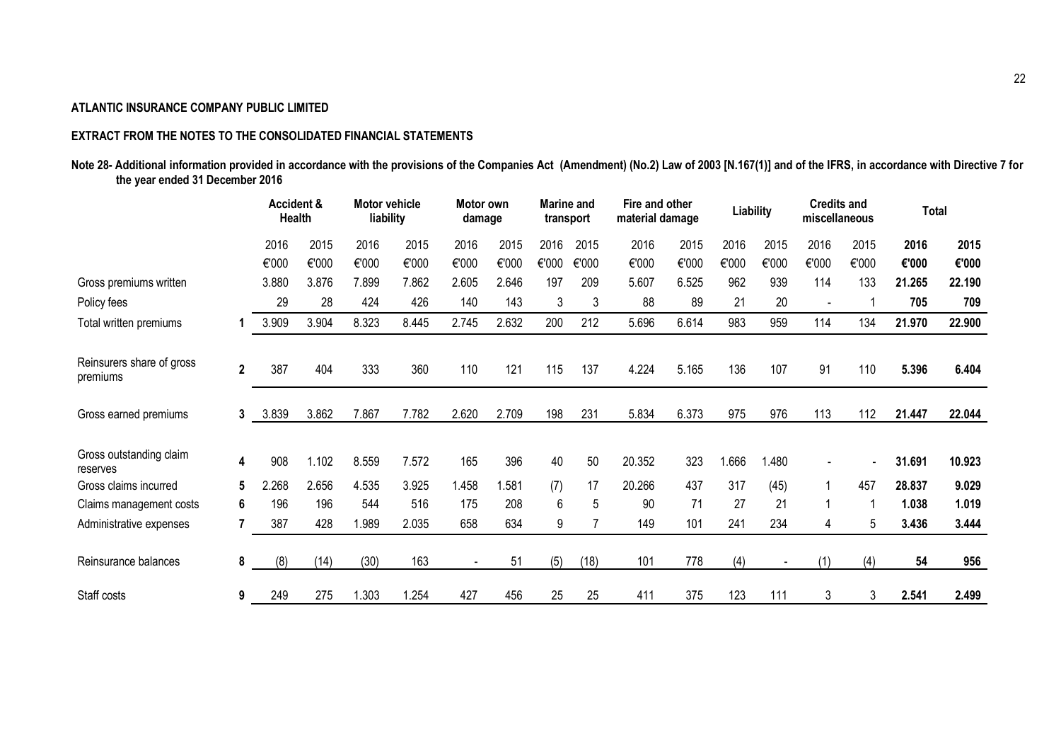**ATLANTIC INSURANCE COMPANY PUBLIC LIMITED**

**EXTRACT FROM THE NOTES TO THE CONSOLIDATED FINANCIAL STATEMENTS**

**Note 28- Additional information provided in accordance with the provisions of the Companies Act (Amendment) (No.2) Law of 2003 [N.167(1)] and of the IFRS, in accordance with Directive 7 for the year ended 31 December 2016**

| | | Accident & Health | | Motor vehicle liability | | Motor own damage | | Marine and transport | | Fire and other material damage | | Liability | | Credits and miscellaneous | | Total | |
|---|---|---|---|---|---|---|---|---|---|---|---|---|---|---|---|---|---|
| | | 2016 | 2015 | 2016 | 2015 | 2016 | 2015 | 2016 | 2015 | 2016 | 2015 | 2016 | 2015 | 2016 | 2015 | **2016** | **2015** |
| | | €'000 | €'000 | €'000 | €'000 | €'000 | €'000 | €'000 | €'000 | €'000 | €'000 | €'000 | €'000 | €'000 | €'000 | **€'000** | **€'000** |
| Gross premiums written | | 3.880 | 3.876 | 7.899 | 7.862 | 2.605 | 2.646 | 197 | 209 | 5.607 | 6.525 | 962 | 939 | 114 | 133 | **21.265** | **22.190** |
| Policy fees | | 29 | 28 | 424 | 426 | 140 | 143 | 3 | 3 | 88 | 89 | 21 | 20 | - | 1 | **705** | **709** |
| Total written premiums | 1 | 3.909 | 3.904 | 8.323 | 8.445 | 2.745 | 2.632 | 200 | 212 | 5.696 | 6.614 | 983 | 959 | 114 | 134 | **21.970** | **22.900** |
| Reinsurers share of gross premiums | 2 | 387 | 404 | 333 | 360 | 110 | 121 | 115 | 137 | 4.224 | 5.165 | 136 | 107 | 91 | 110 | **5.396** | **6.404** |
| Gross earned premiums | 3 | 3.839 | 3.862 | 7.867 | 7.782 | 2.620 | 2.709 | 198 | 231 | 5.834 | 6.373 | 975 | 976 | 113 | 112 | **21.447** | **22.044** |
| Gross outstanding claim reserves | 4 | 908 | 1.102 | 8.559 | 7.572 | 165 | 396 | 40 | 50 | 20.352 | 323 | 1.666 | 1.480 | - | - | **31.691** | **10.923** |
| Gross claims incurred | 5 | 2.268 | 2.656 | 4.535 | 3.925 | 1.458 | 1.581 | (7) | 17 | 20.266 | 437 | 317 | (45) | 1 | 457 | **28.837** | **9.029** |
| Claims management costs | 6 | 196 | 196 | 544 | 516 | 175 | 208 | 6 | 5 | 90 | 71 | 27 | 21 | 1 | 1 | **1.038** | **1.019** |
| Administrative expenses | 7 | 387 | 428 | 1.989 | 2.035 | 658 | 634 | 9 | 7 | 149 | 101 | 241 | 234 | 4 | 5 | **3.436** | **3.444** |
| Reinsurance balances | 8 | (8) | (14) | (30) | 163 | - | 51 | (5) | (18) | 101 | 778 | (4) | - | (1) | (4) | **54** | **956** |
| Staff costs | 9 | 249 | 275 | 1.303 | 1.254 | 427 | 456 | 25 | 25 | 411 | 375 | 123 | 111 | 3 | 3 | **2.541** | **2.499** |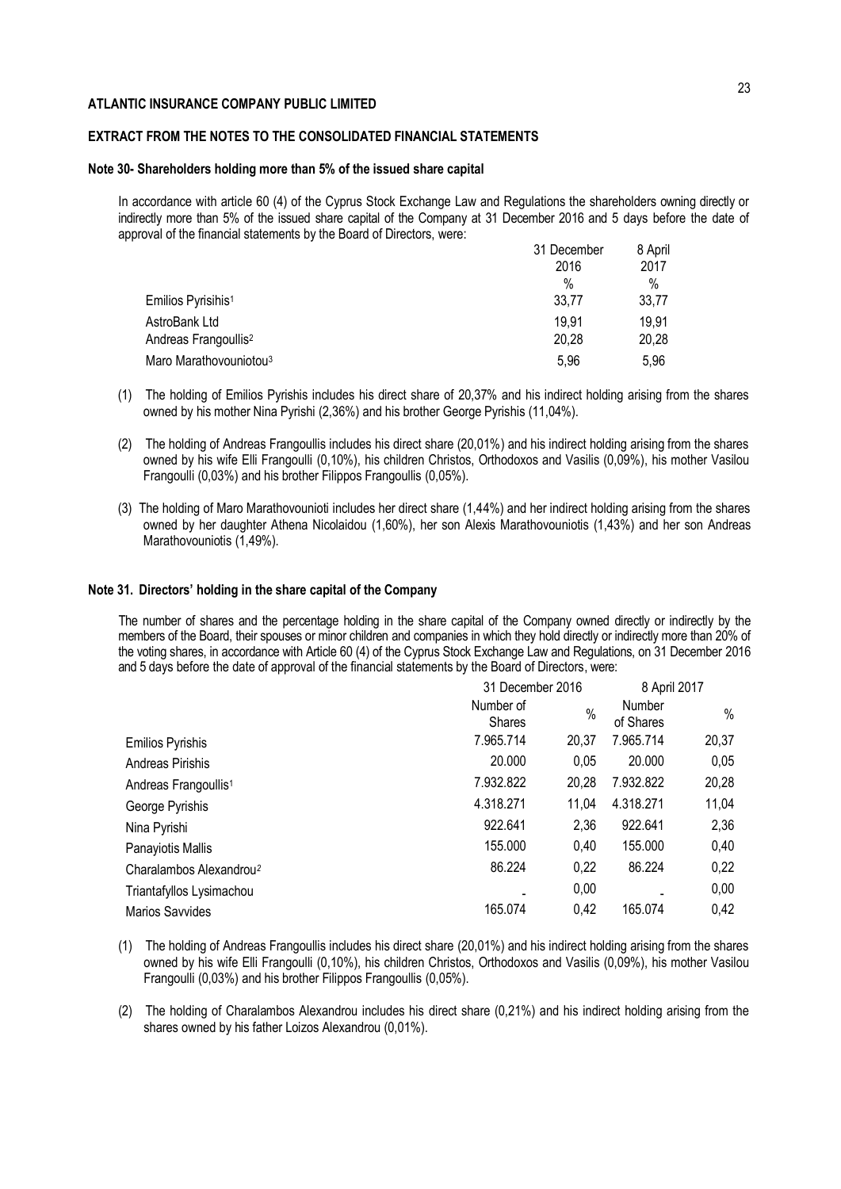**ATLANTIC INSURANCE COMPANY PUBLIC LIMITED**

**EXTRACT FROM THE NOTES TO THE CONSOLIDATED FINANCIAL STATEMENTS**

**Note 30- Shareholders holding more than 5% of the issued share capital**

In accordance with article 60 (4) of the Cyprus Stock Exchange Law and Regulations the shareholders owning directly or indirectly more than 5% of the issued share capital of the Company at 31 December 2016 and 5 days before the date of approval of the financial statements by the Board of Directors, were:

| | 31 December 2016 | 8 April 2017 |
|---|---|---|
| | % | % |
| Emilios Pyrisihis[1] | 33,77 | 33,77 |
| AstroBank Ltd | 19,91 | 19,91 |
| Andreas Frangoullis[2] | 20,28 | 20,28 |
| Maro Marathovouniotou[3] | 5,96 | 5,96 |

(1) The holding of Emilios Pyrishis includes his direct share of 20,37% and his indirect holding arising from the shares owned by his mother Nina Pyrishi (2,36%) and his brother George Pyrishis (11,04%).

(2) The holding of Andreas Frangoullis includes his direct share (20,01%) and his indirect holding arising from the shares owned by his wife Elli Frangoulli (0,10%), his children Christos, Orthodoxos and Vasilis (0,09%), his mother Vasilou Frangoulli (0,03%) and his brother Filippos Frangoullis (0,05%).

(3) The holding of Maro Marathovounioti includes her direct share (1,44%) and her indirect holding arising from the shares owned by her daughter Athena Nicolaidou (1,60%), her son Alexis Marathovouniotis (1,43%) and her son Andreas Marathovouniotis (1,49%).

**Note 31. Directors' holding in the share capital of the Company**

The number of shares and the percentage holding in the share capital of the Company owned directly or indirectly by the members of the Board, their spouses or minor children and companies in which they hold directly or indirectly more than 20% of the voting shares, in accordance with Article 60 (4) of the Cyprus Stock Exchange Law and Regulations, on 31 December 2016 and 5 days before the date of approval of the financial statements by the Board of Directors, were:

| | 31 December 2016 | | 8 April 2017 | |
|---|---|---|---|---|
| | Number of Shares | % | Number of Shares | % |
| Emilios Pyrishis | 7.965.714 | 20,37 | 7.965.714 | 20,37 |
| Andreas Pirishis | 20.000 | 0,05 | 20.000 | 0,05 |
| Andreas Frangoullis[1] | 7.932.822 | 20,28 | 7.932.822 | 20,28 |
| George Pyrishis | 4.318.271 | 11,04 | 4.318.271 | 11,04 |
| Nina Pyrishi | 922.641 | 2,36 | 922.641 | 2,36 |
| Panayiotis Mallis | 155.000 | 0,40 | 155.000 | 0,40 |
| Charalambos Alexandrou[2] | 86.224 | 0,22 | 86.224 | 0,22 |
| Triantafyllos Lysimachou | - | 0,00 | - | 0,00 |
| Marios Savvides | 165.074 | 0,42 | 165.074 | 0,42 |

(1) The holding of Andreas Frangoullis includes his direct share (20,01%) and his indirect holding arising from the shares owned by his wife Elli Frangoulli (0,10%), his children Christos, Orthodoxos and Vasilis (0,09%), his mother Vasilou Frangoulli (0,03%) and his brother Filippos Frangoullis (0,05%).

(2) The holding of Charalambos Alexandrou includes his direct share (0,21%) and his indirect holding arising from the shares owned by his father Loizos Alexandrou (0,01%).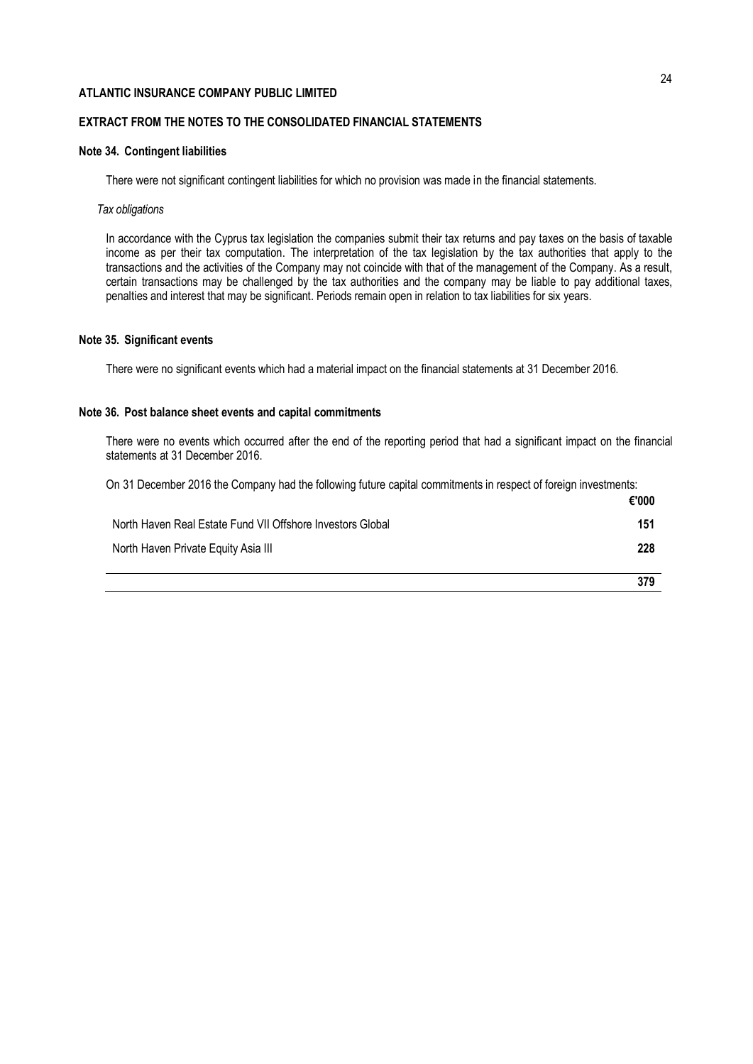**ATLANTIC INSURANCE COMPANY PUBLIC LIMITED**

**EXTRACT FROM THE NOTES TO THE CONSOLIDATED FINANCIAL STATEMENTS**

### Note 34. Contingent liabilities

There were not significant contingent liabilities for which no provision was made in the financial statements.

*Tax obligations*

In accordance with the Cyprus tax legislation the companies submit their tax returns and pay taxes on the basis of taxable income as per their tax computation. The interpretation of the tax legislation by the tax authorities that apply to the transactions and the activities of the Company may not coincide with that of the management of the Company. As a result, certain transactions may be challenged by the tax authorities and the company may be liable to pay additional taxes, penalties and interest that may be significant. Periods remain open in relation to tax liabilities for six years.

### Note 35. Significant events

There were no significant events which had a material impact on the financial statements at 31 December 2016.

### Note 36. Post balance sheet events and capital commitments

There were no events which occurred after the end of the reporting period that had a significant impact on the financial statements at 31 December 2016.

On 31 December 2016 the Company had the following future capital commitments in respect of foreign investments:

| | €'000 |
|---|---|
| North Haven Real Estate Fund VII Offshore Investors Global | **151** |
| North Haven Private Equity Asia III | **228** |
| | **379** |